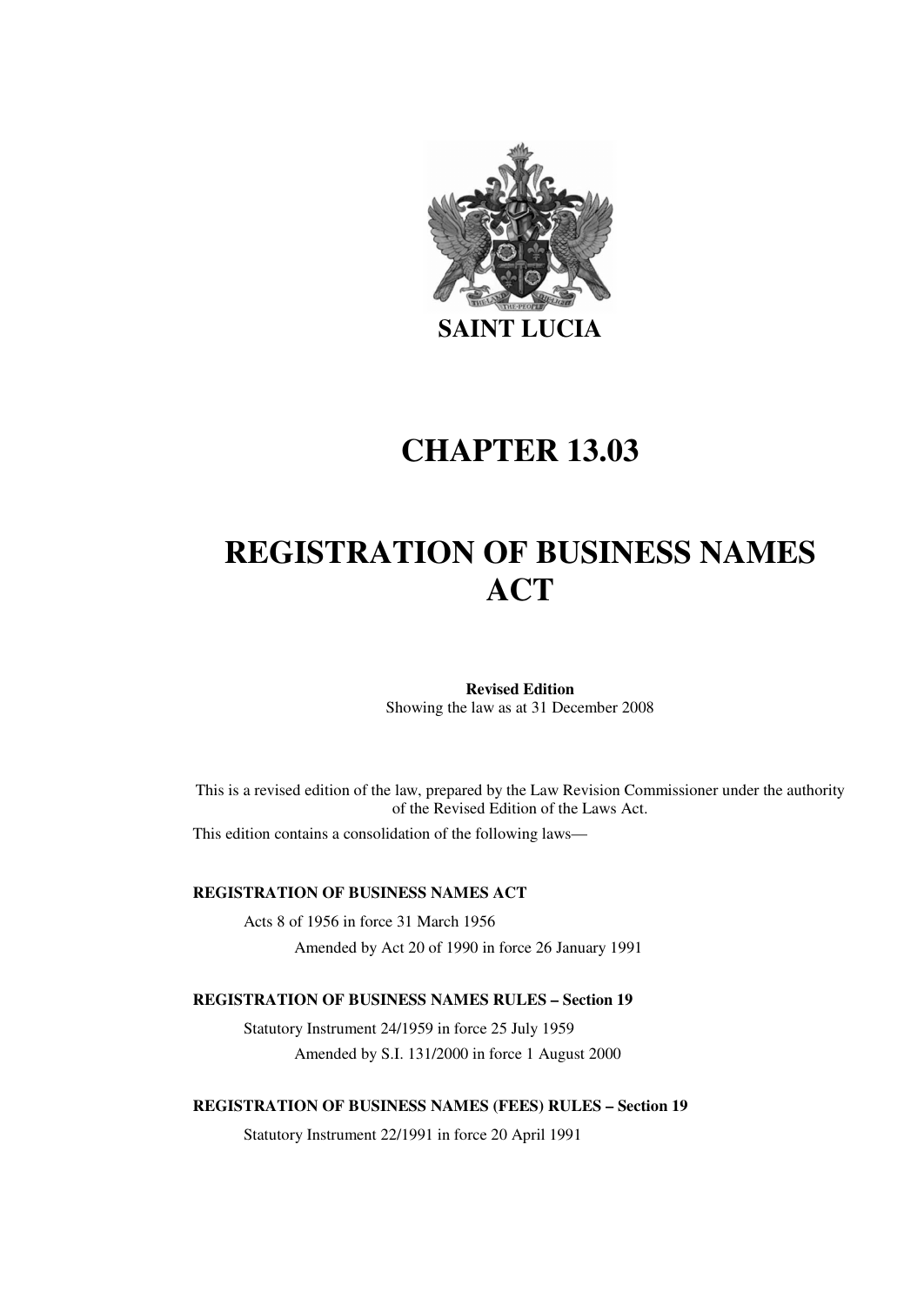# SAINT LUCIA

# CHAPTER 13.03

# REGISTRATION OF BUSINESS NAMES ACT

**Revised Edition**
Showing the law as at 31 December 2008

This is a revised edition of the law, prepared by the Law Revision Commissioner under the authority of the Revised Edition of the Laws Act.

This edition contains a consolidation of the following laws—

**REGISTRATION OF BUSINESS NAMES ACT**

Acts 8 of 1956 in force 31 March 1956

Amended by Act 20 of 1990 in force 26 January 1991

**REGISTRATION OF BUSINESS NAMES RULES – Section 19**

Statutory Instrument 24/1959 in force 25 July 1959

Amended by S.I. 131/2000 in force 1 August 2000

**REGISTRATION OF BUSINESS NAMES (FEES) RULES – Section 19**

Statutory Instrument 22/1991 in force 20 April 1991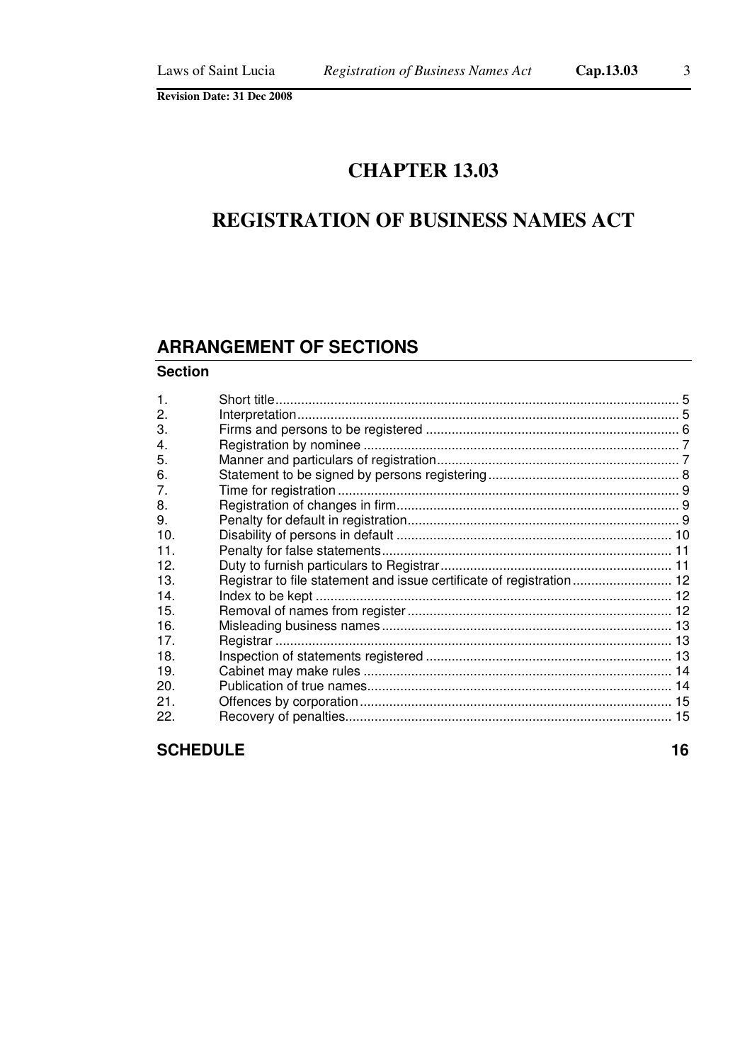# CHAPTER 13.03

# REGISTRATION OF BUSINESS NAMES ACT

## ARRANGEMENT OF SECTIONS

**Section**

| | | |
|---|---|---|
| 1. | Short title | 5 |
| 2. | Interpretation | 5 |
| 3. | Firms and persons to be registered | 6 |
| 4. | Registration by nominee | 7 |
| 5. | Manner and particulars of registration | 7 |
| 6. | Statement to be signed by persons registering | 8 |
| 7. | Time for registration | 9 |
| 8. | Registration of changes in firm | 9 |
| 9. | Penalty for default in registration | 9 |
| 10. | Disability of persons in default | 10 |
| 11. | Penalty for false statements | 11 |
| 12. | Duty to furnish particulars to Registrar | 11 |
| 13. | Registrar to file statement and issue certificate of registration | 12 |
| 14. | Index to be kept | 12 |
| 15. | Removal of names from register | 12 |
| 16. | Misleading business names | 13 |
| 17. | Registrar | 13 |
| 18. | Inspection of statements registered | 13 |
| 19. | Cabinet may make rules | 14 |
| 20. | Publication of true names | 14 |
| 21. | Offences by corporation | 15 |
| 22. | Recovery of penalties | 15 |

**SCHEDULE** **16**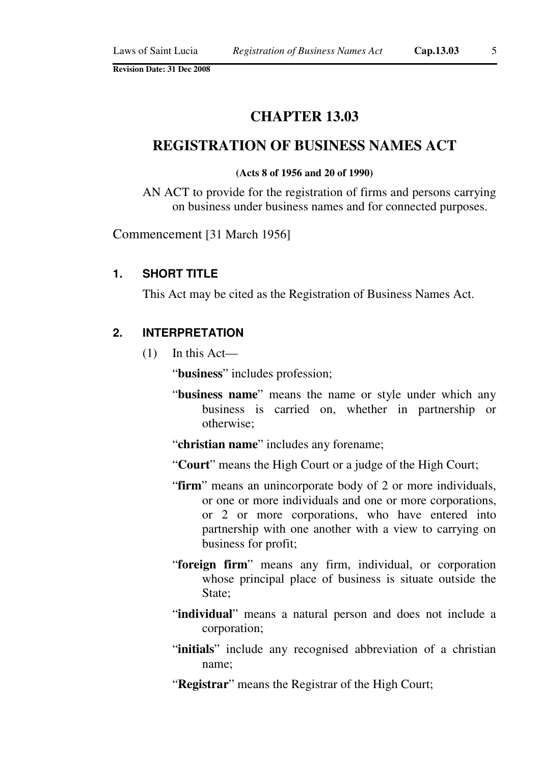# CHAPTER 13.03

# REGISTRATION OF BUSINESS NAMES ACT

**(Acts 8 of 1956 and 20 of 1990)**

AN ACT to provide for the registration of firms and persons carrying on business under business names and for connected purposes.

Commencement [31 March 1956]

### 1. SHORT TITLE

This Act may be cited as the Registration of Business Names Act.

### 2. INTERPRETATION

(1) In this Act—

"**business**" includes profession;

"**business name**" means the name or style under which any business is carried on, whether in partnership or otherwise;

"**christian name**" includes any forename;

"**Court**" means the High Court or a judge of the High Court;

"**firm**" means an unincorporate body of 2 or more individuals, or one or more individuals and one or more corporations, or 2 or more corporations, who have entered into partnership with one another with a view to carrying on business for profit;

"**foreign firm**" means any firm, individual, or corporation whose principal place of business is situate outside the State;

"**individual**" means a natural person and does not include a corporation;

"**initials**" include any recognised abbreviation of a christian name;

"**Registrar**" means the Registrar of the High Court;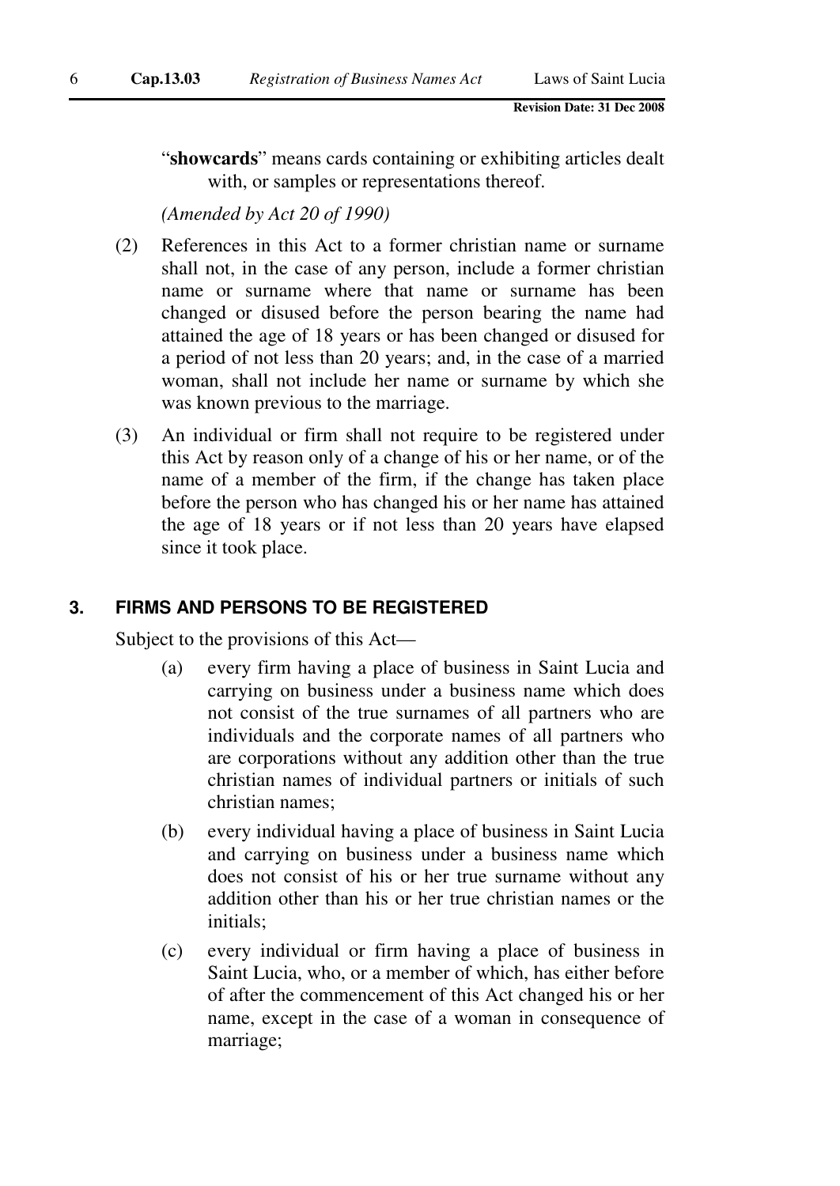"**showcards**" means cards containing or exhibiting articles dealt with, or samples or representations thereof.

*(Amended by Act 20 of 1990)*

(2) References in this Act to a former christian name or surname shall not, in the case of any person, include a former christian name or surname where that name or surname has been changed or disused before the person bearing the name had attained the age of 18 years or has been changed or disused for a period of not less than 20 years; and, in the case of a married woman, shall not include her name or surname by which she was known previous to the marriage.

(3) An individual or firm shall not require to be registered under this Act by reason only of a change of his or her name, or of the name of a member of the firm, if the change has taken place before the person who has changed his or her name has attained the age of 18 years or if not less than 20 years have elapsed since it took place.

## 3. FIRMS AND PERSONS TO BE REGISTERED

Subject to the provisions of this Act—

(a) every firm having a place of business in Saint Lucia and carrying on business under a business name which does not consist of the true surnames of all partners who are individuals and the corporate names of all partners who are corporations without any addition other than the true christian names of individual partners or initials of such christian names;

(b) every individual having a place of business in Saint Lucia and carrying on business under a business name which does not consist of his or her true surname without any addition other than his or her true christian names or the initials;

(c) every individual or firm having a place of business in Saint Lucia, who, or a member of which, has either before of after the commencement of this Act changed his or her name, except in the case of a woman in consequence of marriage;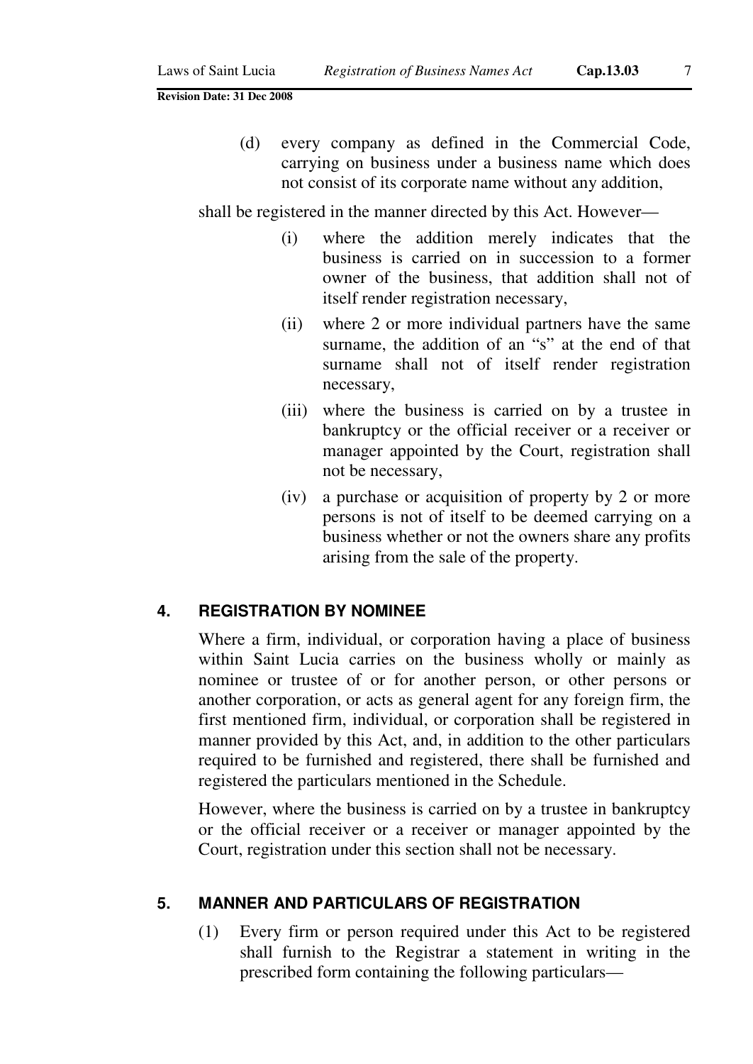(d) every company as defined in the Commercial Code, carrying on business under a business name which does not consist of its corporate name without any addition,

shall be registered in the manner directed by this Act. However—

(i) where the addition merely indicates that the business is carried on in succession to a former owner of the business, that addition shall not of itself render registration necessary,

(ii) where 2 or more individual partners have the same surname, the addition of an "s" at the end of that surname shall not of itself render registration necessary,

(iii) where the business is carried on by a trustee in bankruptcy or the official receiver or a receiver or manager appointed by the Court, registration shall not be necessary,

(iv) a purchase or acquisition of property by 2 or more persons is not of itself to be deemed carrying on a business whether or not the owners share any profits arising from the sale of the property.

## 4. REGISTRATION BY NOMINEE

Where a firm, individual, or corporation having a place of business within Saint Lucia carries on the business wholly or mainly as nominee or trustee of or for another person, or other persons or another corporation, or acts as general agent for any foreign firm, the first mentioned firm, individual, or corporation shall be registered in manner provided by this Act, and, in addition to the other particulars required to be furnished and registered, there shall be furnished and registered the particulars mentioned in the Schedule.

However, where the business is carried on by a trustee in bankruptcy or the official receiver or a receiver or manager appointed by the Court, registration under this section shall not be necessary.

## 5. MANNER AND PARTICULARS OF REGISTRATION

(1) Every firm or person required under this Act to be registered shall furnish to the Registrar a statement in writing in the prescribed form containing the following particulars—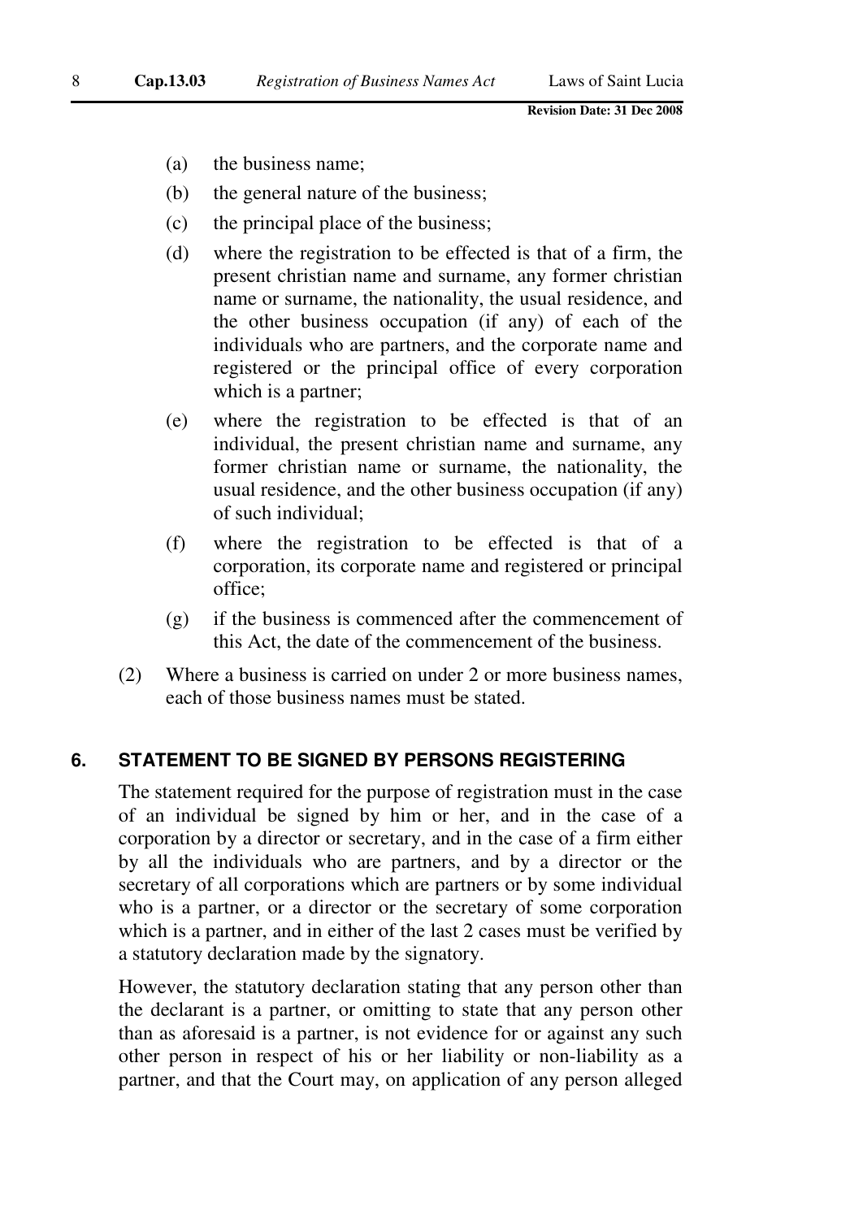(a) the business name;

(b) the general nature of the business;

(c) the principal place of the business;

(d) where the registration to be effected is that of a firm, the present christian name and surname, any former christian name or surname, the nationality, the usual residence, and the other business occupation (if any) of each of the individuals who are partners, and the corporate name and registered or the principal office of every corporation which is a partner;

(e) where the registration to be effected is that of an individual, the present christian name and surname, any former christian name or surname, the nationality, the usual residence, and the other business occupation (if any) of such individual;

(f) where the registration to be effected is that of a corporation, its corporate name and registered or principal office;

(g) if the business is commenced after the commencement of this Act, the date of the commencement of the business.

(2) Where a business is carried on under 2 or more business names, each of those business names must be stated.

## 6. STATEMENT TO BE SIGNED BY PERSONS REGISTERING

The statement required for the purpose of registration must in the case of an individual be signed by him or her, and in the case of a corporation by a director or secretary, and in the case of a firm either by all the individuals who are partners, and by a director or the secretary of all corporations which are partners or by some individual who is a partner, or a director or the secretary of some corporation which is a partner, and in either of the last 2 cases must be verified by a statutory declaration made by the signatory.

However, the statutory declaration stating that any person other than the declarant is a partner, or omitting to state that any person other than as aforesaid is a partner, is not evidence for or against any such other person in respect of his or her liability or non-liability as a partner, and that the Court may, on application of any person alleged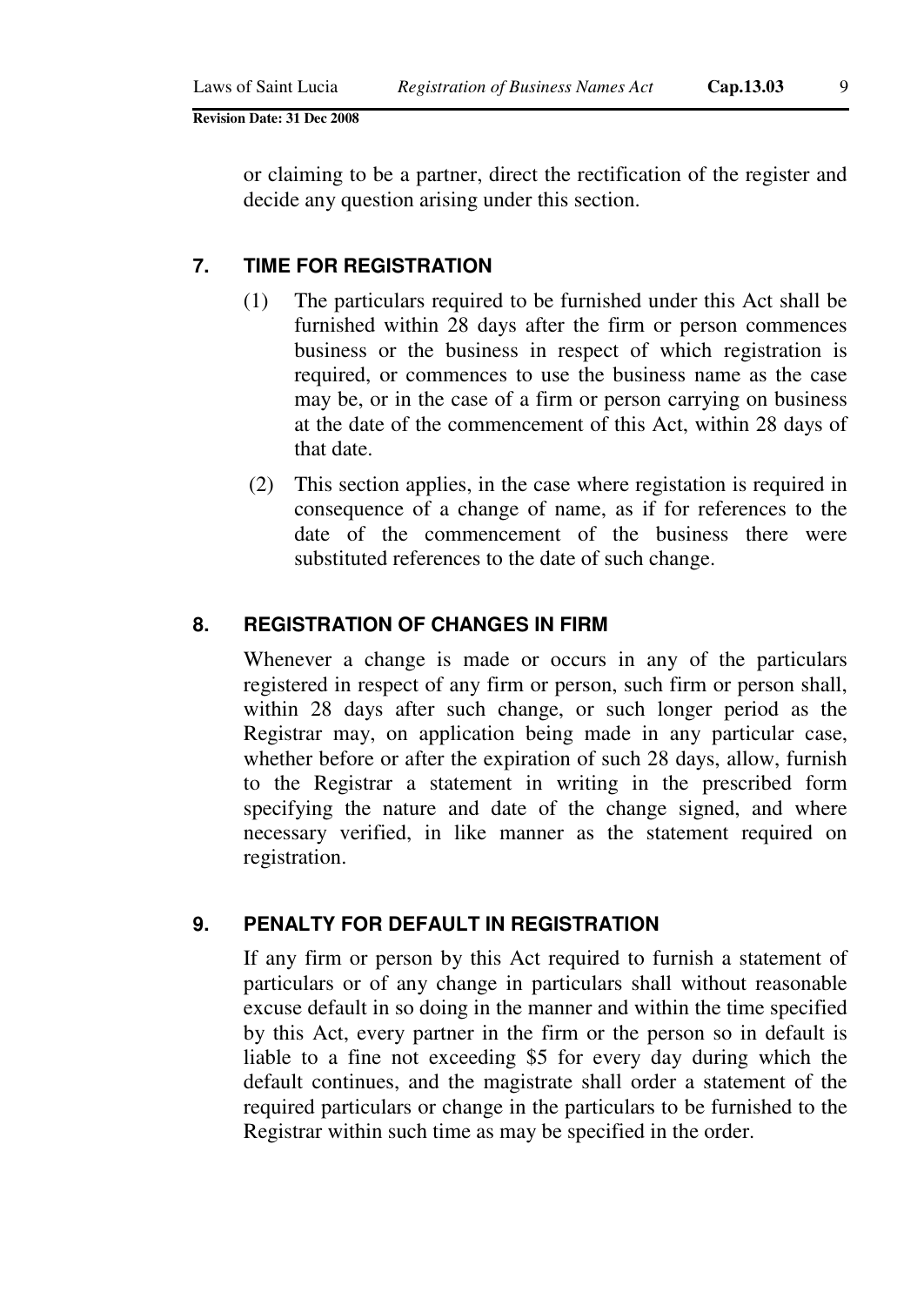or claiming to be a partner, direct the rectification of the register and decide any question arising under this section.

## 7. TIME FOR REGISTRATION

(1) The particulars required to be furnished under this Act shall be furnished within 28 days after the firm or person commences business or the business in respect of which registration is required, or commences to use the business name as the case may be, or in the case of a firm or person carrying on business at the date of the commencement of this Act, within 28 days of that date.

(2) This section applies, in the case where registation is required in consequence of a change of name, as if for references to the date of the commencement of the business there were substituted references to the date of such change.

## 8. REGISTRATION OF CHANGES IN FIRM

Whenever a change is made or occurs in any of the particulars registered in respect of any firm or person, such firm or person shall, within 28 days after such change, or such longer period as the Registrar may, on application being made in any particular case, whether before or after the expiration of such 28 days, allow, furnish to the Registrar a statement in writing in the prescribed form specifying the nature and date of the change signed, and where necessary verified, in like manner as the statement required on registration.

## 9. PENALTY FOR DEFAULT IN REGISTRATION

If any firm or person by this Act required to furnish a statement of particulars or of any change in particulars shall without reasonable excuse default in so doing in the manner and within the time specified by this Act, every partner in the firm or the person so in default is liable to a fine not exceeding $5 for every day during which the default continues, and the magistrate shall order a statement of the required particulars or change in the particulars to be furnished to the Registrar within such time as may be specified in the order.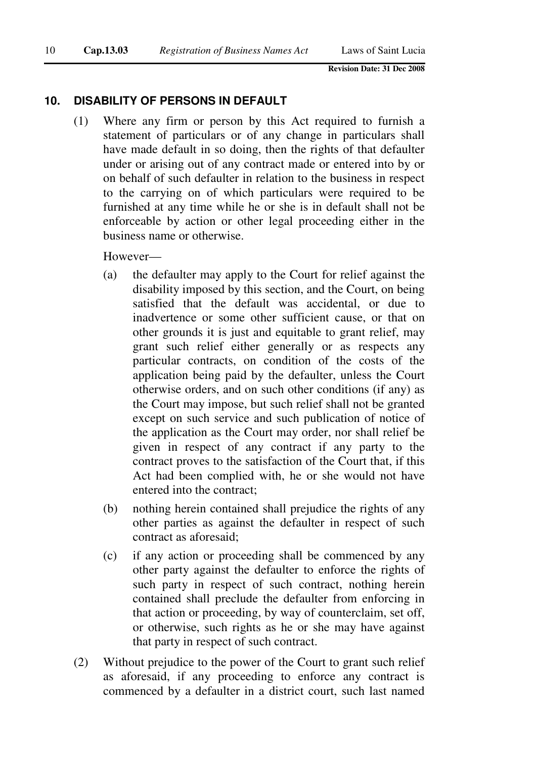## 10. DISABILITY OF PERSONS IN DEFAULT

(1) Where any firm or person by this Act required to furnish a statement of particulars or of any change in particulars shall have made default in so doing, then the rights of that defaulter under or arising out of any contract made or entered into by or on behalf of such defaulter in relation to the business in respect to the carrying on of which particulars were required to be furnished at any time while he or she is in default shall not be enforceable by action or other legal proceeding either in the business name or otherwise.

However—

(a) the defaulter may apply to the Court for relief against the disability imposed by this section, and the Court, on being satisfied that the default was accidental, or due to inadvertence or some other sufficient cause, or that on other grounds it is just and equitable to grant relief, may grant such relief either generally or as respects any particular contracts, on condition of the costs of the application being paid by the defaulter, unless the Court otherwise orders, and on such other conditions (if any) as the Court may impose, but such relief shall not be granted except on such service and such publication of notice of the application as the Court may order, nor shall relief be given in respect of any contract if any party to the contract proves to the satisfaction of the Court that, if this Act had been complied with, he or she would not have entered into the contract;

(b) nothing herein contained shall prejudice the rights of any other parties as against the defaulter in respect of such contract as aforesaid;

(c) if any action or proceeding shall be commenced by any other party against the defaulter to enforce the rights of such party in respect of such contract, nothing herein contained shall preclude the defaulter from enforcing in that action or proceeding, by way of counterclaim, set off, or otherwise, such rights as he or she may have against that party in respect of such contract.

(2) Without prejudice to the power of the Court to grant such relief as aforesaid, if any proceeding to enforce any contract is commenced by a defaulter in a district court, such last named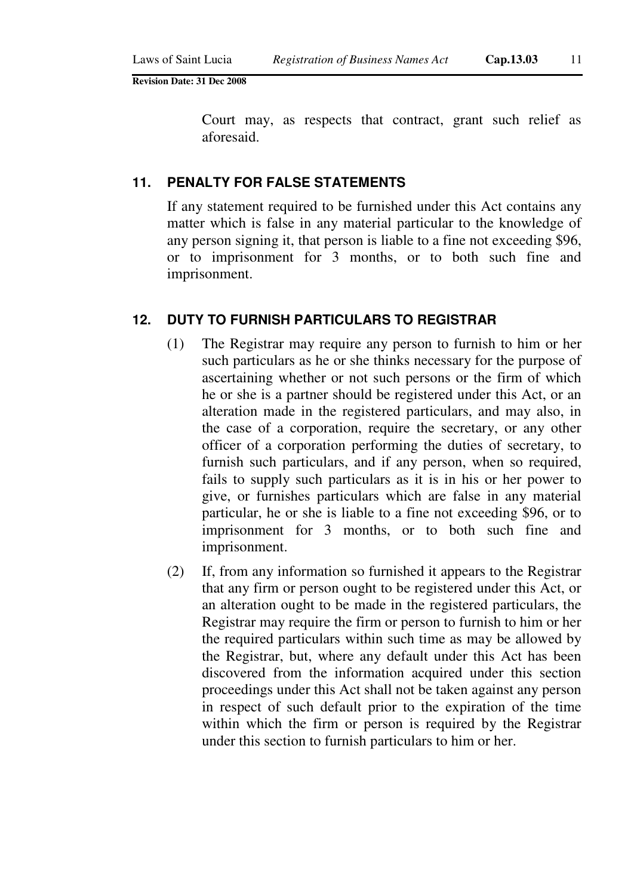Court may, as respects that contract, grant such relief as aforesaid.

### 11. PENALTY FOR FALSE STATEMENTS

If any statement required to be furnished under this Act contains any matter which is false in any material particular to the knowledge of any person signing it, that person is liable to a fine not exceeding $96, or to imprisonment for 3 months, or to both such fine and imprisonment.

### 12. DUTY TO FURNISH PARTICULARS TO REGISTRAR

(1) The Registrar may require any person to furnish to him or her such particulars as he or she thinks necessary for the purpose of ascertaining whether or not such persons or the firm of which he or she is a partner should be registered under this Act, or an alteration made in the registered particulars, and may also, in the case of a corporation, require the secretary, or any other officer of a corporation performing the duties of secretary, to furnish such particulars, and if any person, when so required, fails to supply such particulars as it is in his or her power to give, or furnishes particulars which are false in any material particular, he or she is liable to a fine not exceeding $96, or to imprisonment for 3 months, or to both such fine and imprisonment.

(2) If, from any information so furnished it appears to the Registrar that any firm or person ought to be registered under this Act, or an alteration ought to be made in the registered particulars, the Registrar may require the firm or person to furnish to him or her the required particulars within such time as may be allowed by the Registrar, but, where any default under this Act has been discovered from the information acquired under this section proceedings under this Act shall not be taken against any person in respect of such default prior to the expiration of the time within which the firm or person is required by the Registrar under this section to furnish particulars to him or her.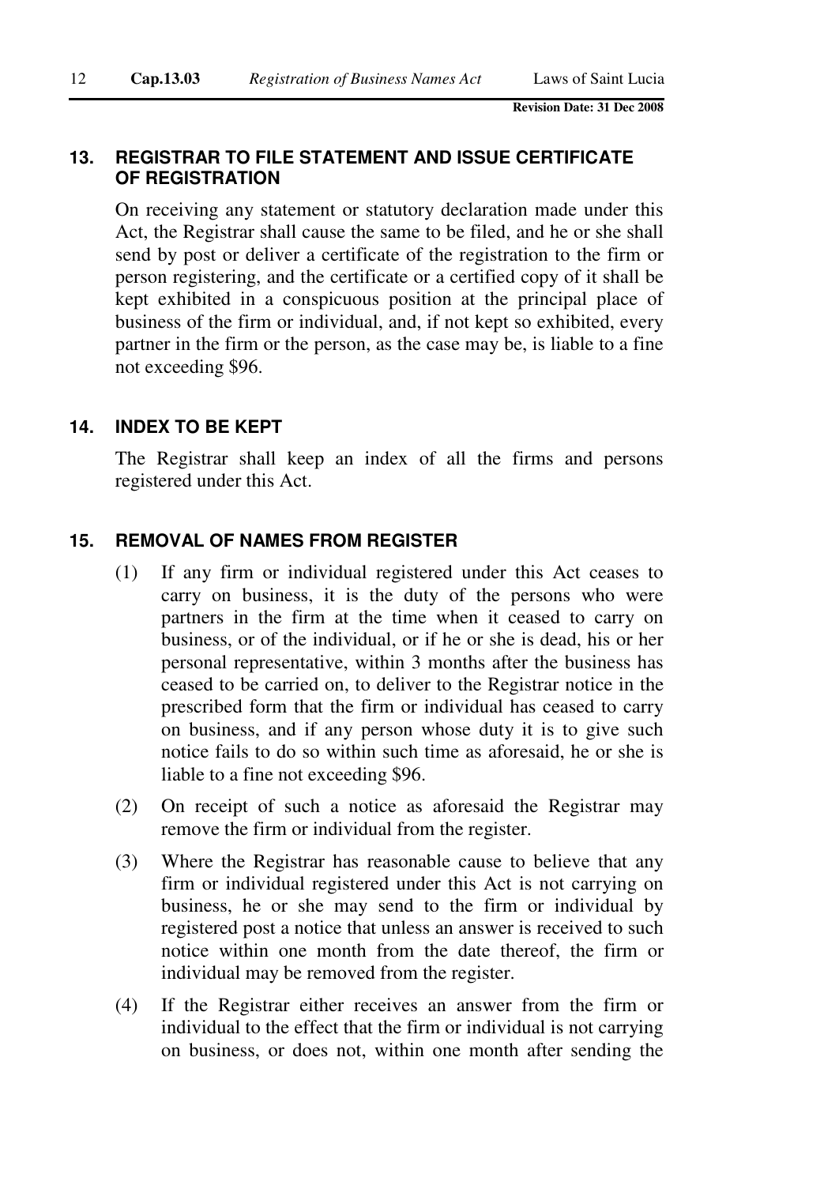## 13. REGISTRAR TO FILE STATEMENT AND ISSUE CERTIFICATE OF REGISTRATION

On receiving any statement or statutory declaration made under this Act, the Registrar shall cause the same to be filed, and he or she shall send by post or deliver a certificate of the registration to the firm or person registering, and the certificate or a certified copy of it shall be kept exhibited in a conspicuous position at the principal place of business of the firm or individual, and, if not kept so exhibited, every partner in the firm or the person, as the case may be, is liable to a fine not exceeding $96.

## 14. INDEX TO BE KEPT

The Registrar shall keep an index of all the firms and persons registered under this Act.

## 15. REMOVAL OF NAMES FROM REGISTER

(1) If any firm or individual registered under this Act ceases to carry on business, it is the duty of the persons who were partners in the firm at the time when it ceased to carry on business, or of the individual, or if he or she is dead, his or her personal representative, within 3 months after the business has ceased to be carried on, to deliver to the Registrar notice in the prescribed form that the firm or individual has ceased to carry on business, and if any person whose duty it is to give such notice fails to do so within such time as aforesaid, he or she is liable to a fine not exceeding $96.

(2) On receipt of such a notice as aforesaid the Registrar may remove the firm or individual from the register.

(3) Where the Registrar has reasonable cause to believe that any firm or individual registered under this Act is not carrying on business, he or she may send to the firm or individual by registered post a notice that unless an answer is received to such notice within one month from the date thereof, the firm or individual may be removed from the register.

(4) If the Registrar either receives an answer from the firm or individual to the effect that the firm or individual is not carrying on business, or does not, within one month after sending the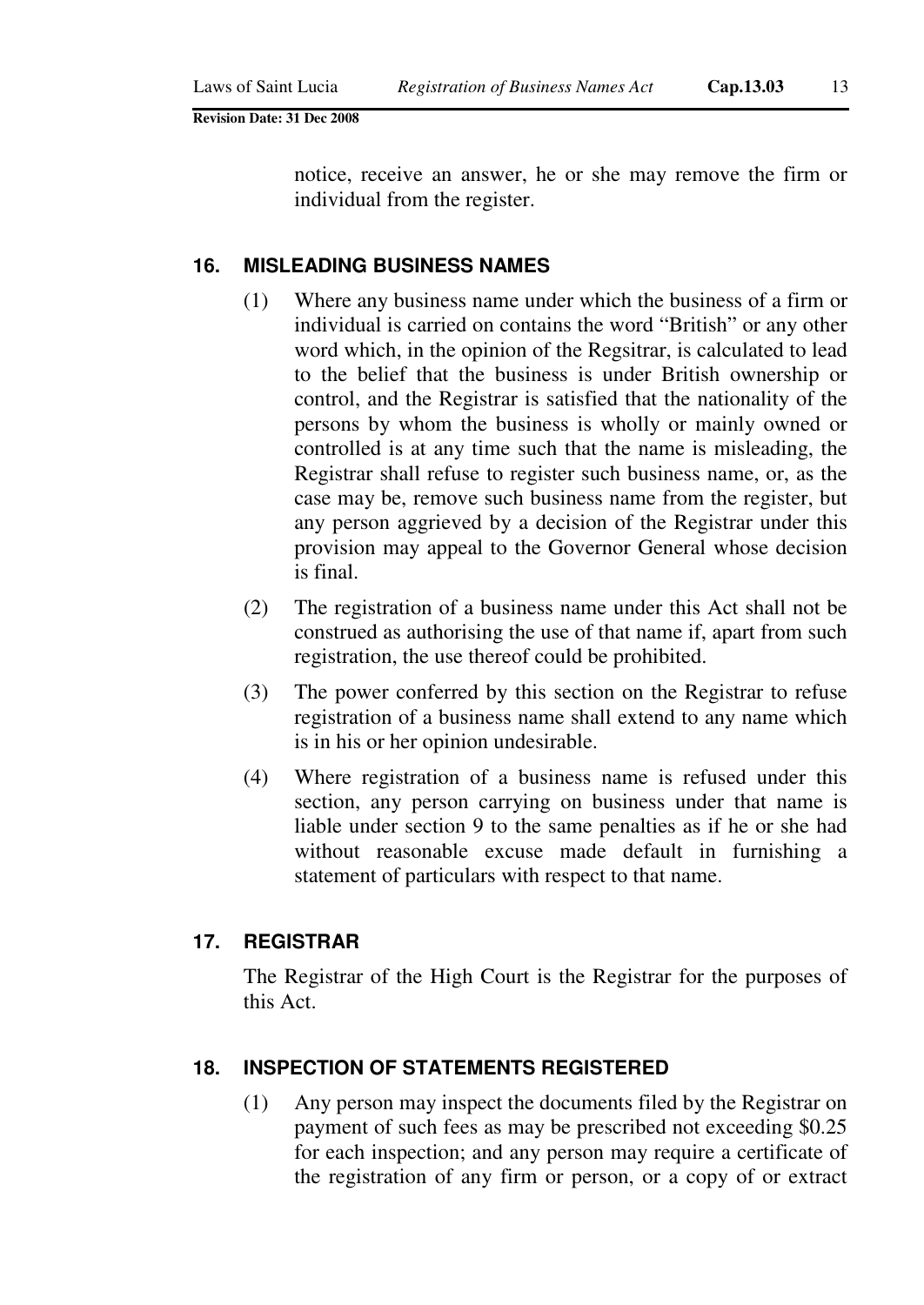notice, receive an answer, he or she may remove the firm or individual from the register.

## 16. MISLEADING BUSINESS NAMES

(1) Where any business name under which the business of a firm or individual is carried on contains the word "British" or any other word which, in the opinion of the Regsitrar, is calculated to lead to the belief that the business is under British ownership or control, and the Registrar is satisfied that the nationality of the persons by whom the business is wholly or mainly owned or controlled is at any time such that the name is misleading, the Registrar shall refuse to register such business name, or, as the case may be, remove such business name from the register, but any person aggrieved by a decision of the Registrar under this provision may appeal to the Governor General whose decision is final.

(2) The registration of a business name under this Act shall not be construed as authorising the use of that name if, apart from such registration, the use thereof could be prohibited.

(3) The power conferred by this section on the Registrar to refuse registration of a business name shall extend to any name which is in his or her opinion undesirable.

(4) Where registration of a business name is refused under this section, any person carrying on business under that name is liable under section 9 to the same penalties as if he or she had without reasonable excuse made default in furnishing a statement of particulars with respect to that name.

## 17. REGISTRAR

The Registrar of the High Court is the Registrar for the purposes of this Act.

## 18. INSPECTION OF STATEMENTS REGISTERED

(1) Any person may inspect the documents filed by the Registrar on payment of such fees as may be prescribed not exceeding $0.25 for each inspection; and any person may require a certificate of the registration of any firm or person, or a copy of or extract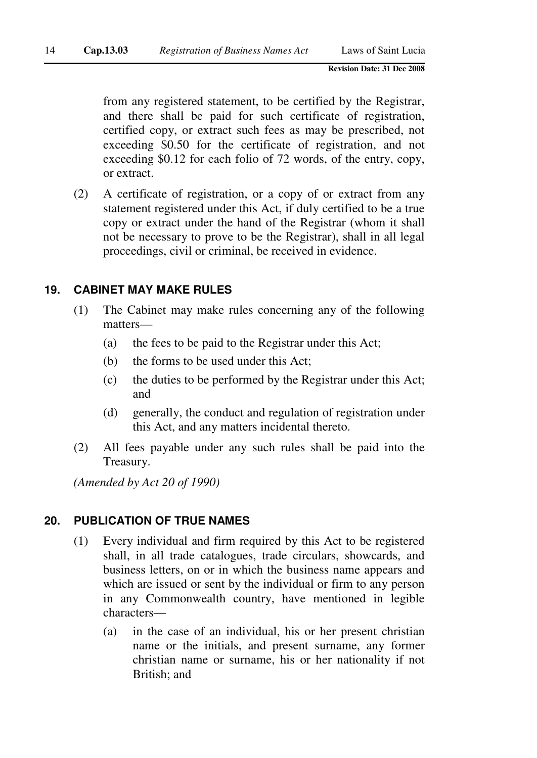from any registered statement, to be certified by the Registrar, and there shall be paid for such certificate of registration, certified copy, or extract such fees as may be prescribed, not exceeding $0.50 for the certificate of registration, and not exceeding $0.12 for each folio of 72 words, of the entry, copy, or extract.

(2) A certificate of registration, or a copy of or extract from any statement registered under this Act, if duly certified to be a true copy or extract under the hand of the Registrar (whom it shall not be necessary to prove to be the Registrar), shall in all legal proceedings, civil or criminal, be received in evidence.

## 19. CABINET MAY MAKE RULES

(1) The Cabinet may make rules concerning any of the following matters—

(a) the fees to be paid to the Registrar under this Act;

(b) the forms to be used under this Act;

(c) the duties to be performed by the Registrar under this Act; and

(d) generally, the conduct and regulation of registration under this Act, and any matters incidental thereto.

(2) All fees payable under any such rules shall be paid into the Treasury.

*(Amended by Act 20 of 1990)*

## 20. PUBLICATION OF TRUE NAMES

(1) Every individual and firm required by this Act to be registered shall, in all trade catalogues, trade circulars, showcards, and business letters, on or in which the business name appears and which are issued or sent by the individual or firm to any person in any Commonwealth country, have mentioned in legible characters—

(a) in the case of an individual, his or her present christian name or the initials, and present surname, any former christian name or surname, his or her nationality if not British; and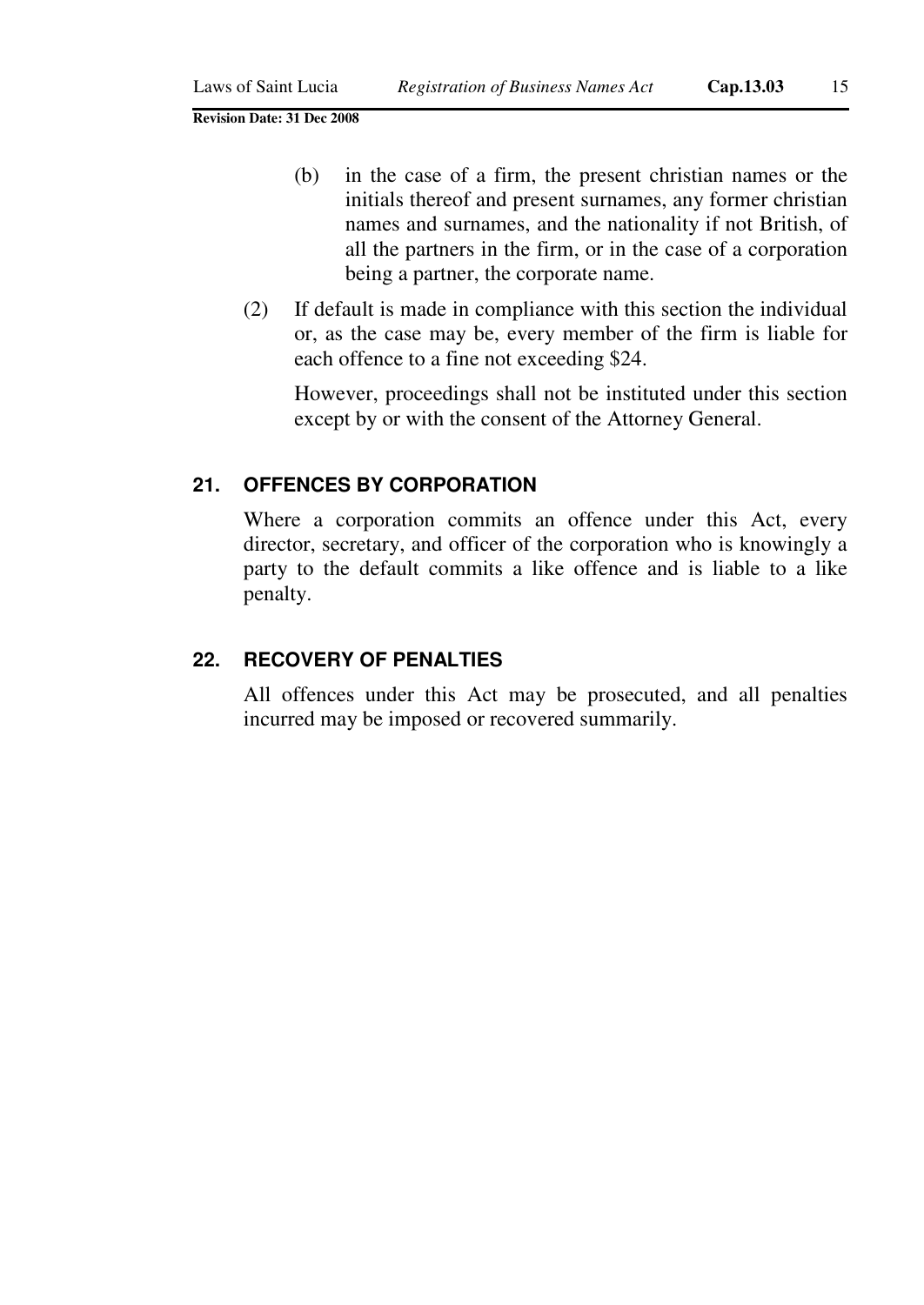(b) in the case of a firm, the present christian names or the initials thereof and present surnames, any former christian names and surnames, and the nationality if not British, of all the partners in the firm, or in the case of a corporation being a partner, the corporate name.

(2) If default is made in compliance with this section the individual or, as the case may be, every member of the firm is liable for each offence to a fine not exceeding $24.

However, proceedings shall not be instituted under this section except by or with the consent of the Attorney General.

## 21. OFFENCES BY CORPORATION

Where a corporation commits an offence under this Act, every director, secretary, and officer of the corporation who is knowingly a party to the default commits a like offence and is liable to a like penalty.

## 22. RECOVERY OF PENALTIES

All offences under this Act may be prosecuted, and all penalties incurred may be imposed or recovered summarily.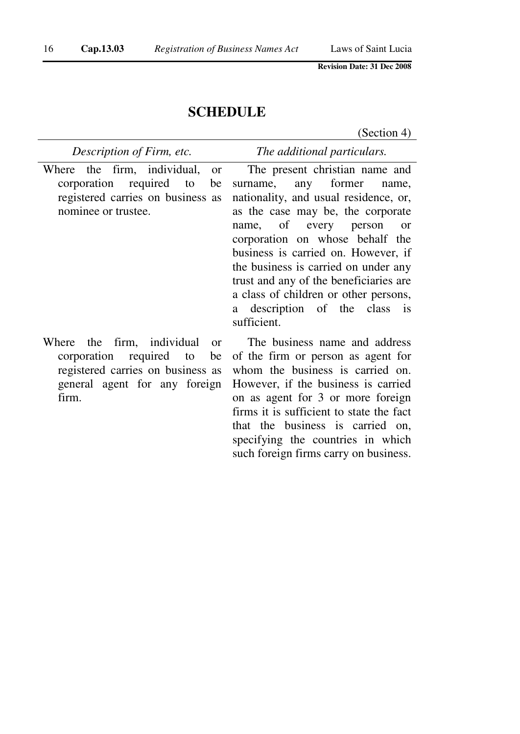## SCHEDULE

(Section 4)

| *Description of Firm, etc.* | *The additional particulars.* |
| --- | --- |
| Where the firm, individual, or corporation required to be registered carries on business as nominee or trustee. | The present christian name and surname, any former name, nationality, and usual residence, or, as the case may be, the corporate name, of every person or corporation on whose behalf the business is carried on. However, if the business is carried on under any trust and any of the beneficiaries are a class of children or other persons, a description of the class is sufficient. |
| Where the firm, individual or corporation required to be registered carries on business as general agent for any foreign firm. | The business name and address of the firm or person as agent for whom the business is carried on. However, if the business is carried on as agent for 3 or more foreign firms it is sufficient to state the fact that the business is carried on, specifying the countries in which such foreign firms carry on business. |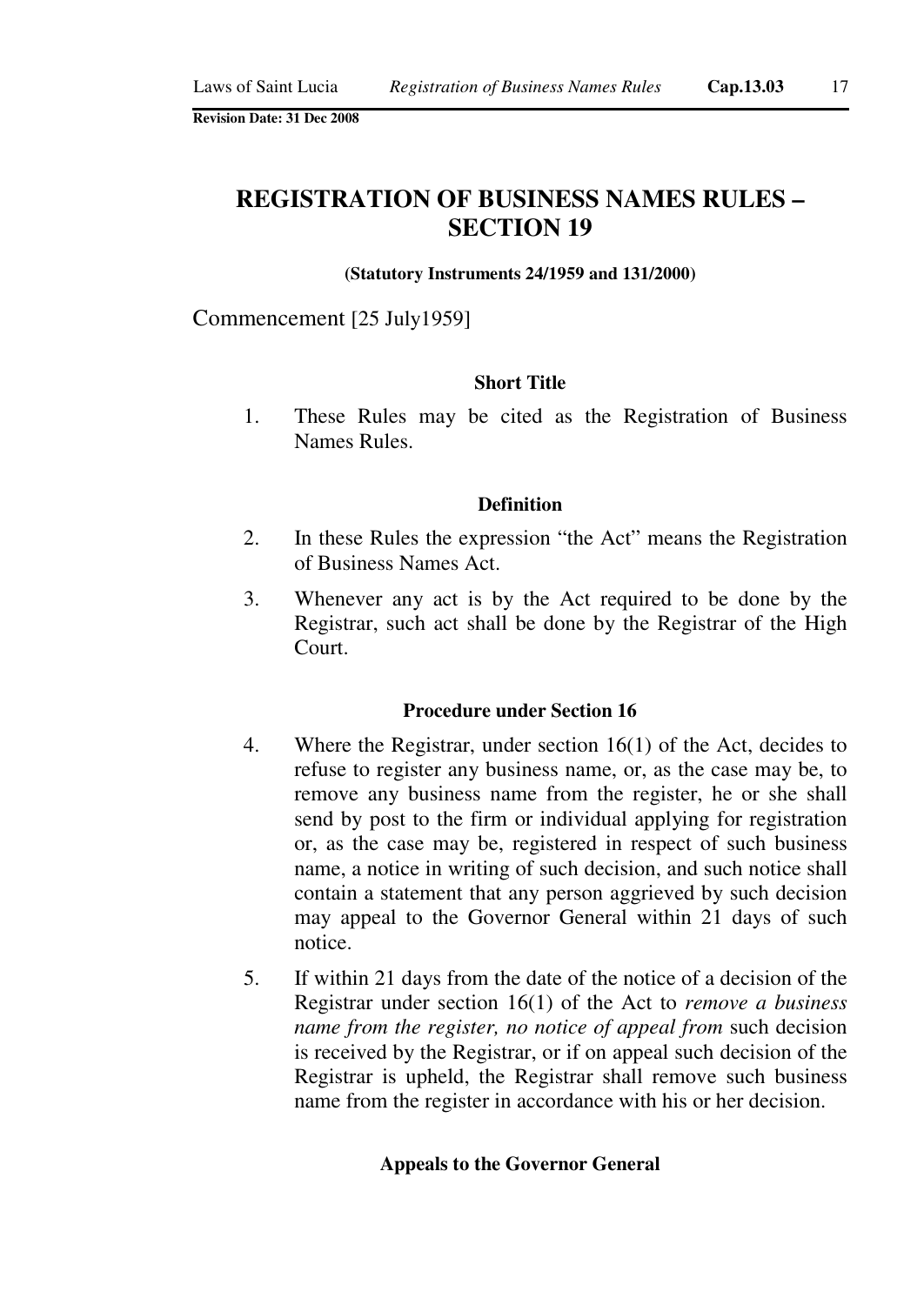Revision Date: 31 Dec 2008

# REGISTRATION OF BUSINESS NAMES RULES – SECTION 19

**(Statutory Instruments 24/1959 and 131/2000)**

Commencement [25 July1959]

### Short Title

1. These Rules may be cited as the Registration of Business Names Rules.

### Definition

2. In these Rules the expression "the Act" means the Registration of Business Names Act.

3. Whenever any act is by the Act required to be done by the Registrar, such act shall be done by the Registrar of the High Court.

### Procedure under Section 16

4. Where the Registrar, under section 16(1) of the Act, decides to refuse to register any business name, or, as the case may be, to remove any business name from the register, he or she shall send by post to the firm or individual applying for registration or, as the case may be, registered in respect of such business name, a notice in writing of such decision, and such notice shall contain a statement that any person aggrieved by such decision may appeal to the Governor General within 21 days of such notice.

5. If within 21 days from the date of the notice of a decision of the Registrar under section 16(1) of the Act to *remove a business name from the register, no notice of appeal from* such decision is received by the Registrar, or if on appeal such decision of the Registrar is upheld, the Registrar shall remove such business name from the register in accordance with his or her decision.

### Appeals to the Governor General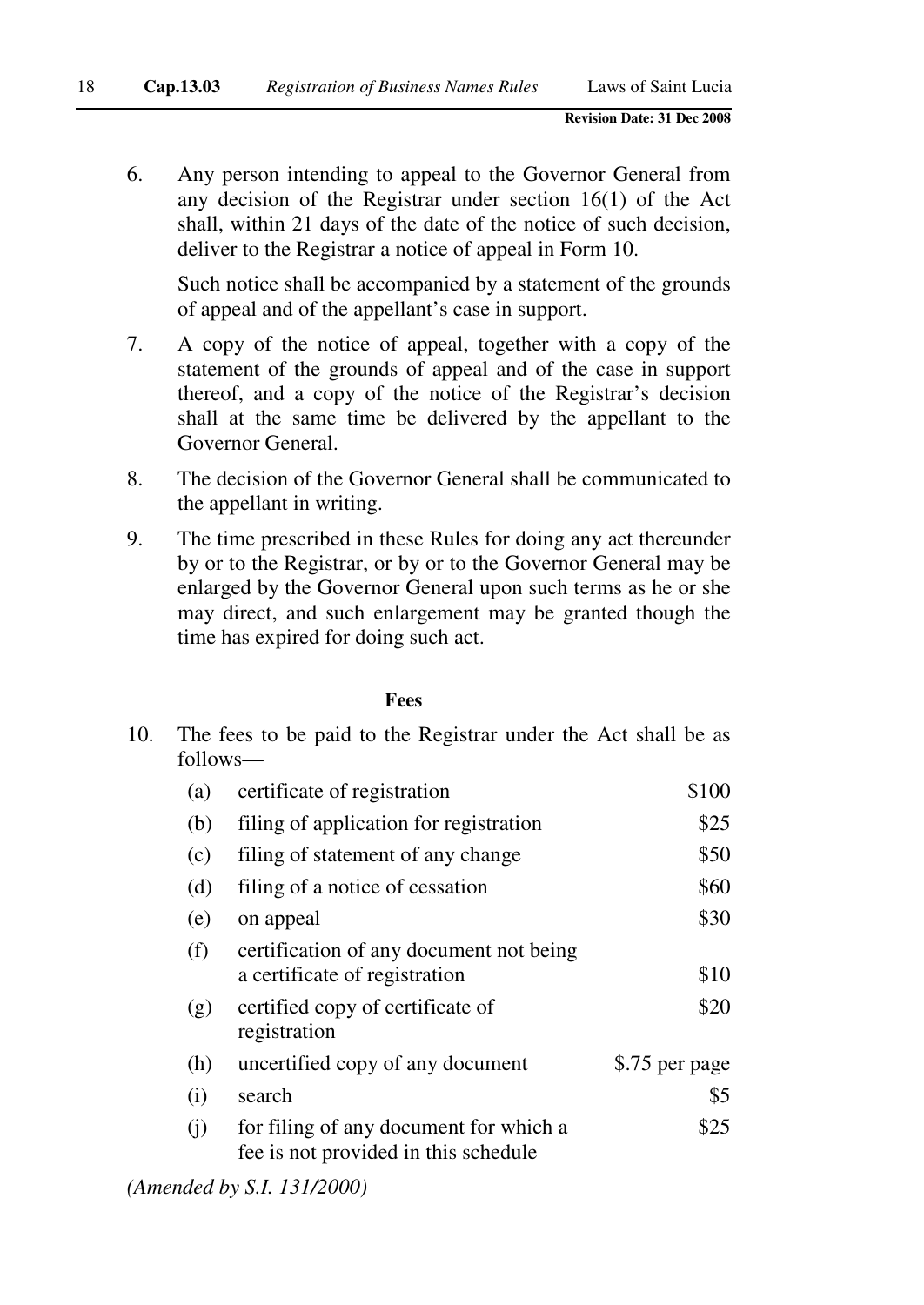6. Any person intending to appeal to the Governor General from any decision of the Registrar under section 16(1) of the Act shall, within 21 days of the date of the notice of such decision, deliver to the Registrar a notice of appeal in Form 10.

   Such notice shall be accompanied by a statement of the grounds of appeal and of the appellant's case in support.

7. A copy of the notice of appeal, together with a copy of the statement of the grounds of appeal and of the case in support thereof, and a copy of the notice of the Registrar's decision shall at the same time be delivered by the appellant to the Governor General.

8. The decision of the Governor General shall be communicated to the appellant in writing.

9. The time prescribed in these Rules for doing any act thereunder by or to the Registrar, or by or to the Governor General may be enlarged by the Governor General upon such terms as he or she may direct, and such enlargement may be granted though the time has expired for doing such act.

**Fees**

10. The fees to be paid to the Registrar under the Act shall be as follows—

| | | |
|---|---|---|
| (a) | certificate of registration | \$100 |
| (b) | filing of application for registration | \$25 |
| (c) | filing of statement of any change | \$50 |
| (d) | filing of a notice of cessation | \$60 |
| (e) | on appeal | \$30 |
| (f) | certification of any document not being a certificate of registration | \$10 |
| (g) | certified copy of certificate of registration | \$20 |
| (h) | uncertified copy of any document | \$.75 per page |
| (i) | search | \$5 |
| (j) | for filing of any document for which a fee is not provided in this schedule | \$25 |

*(Amended by S.I. 131/2000)*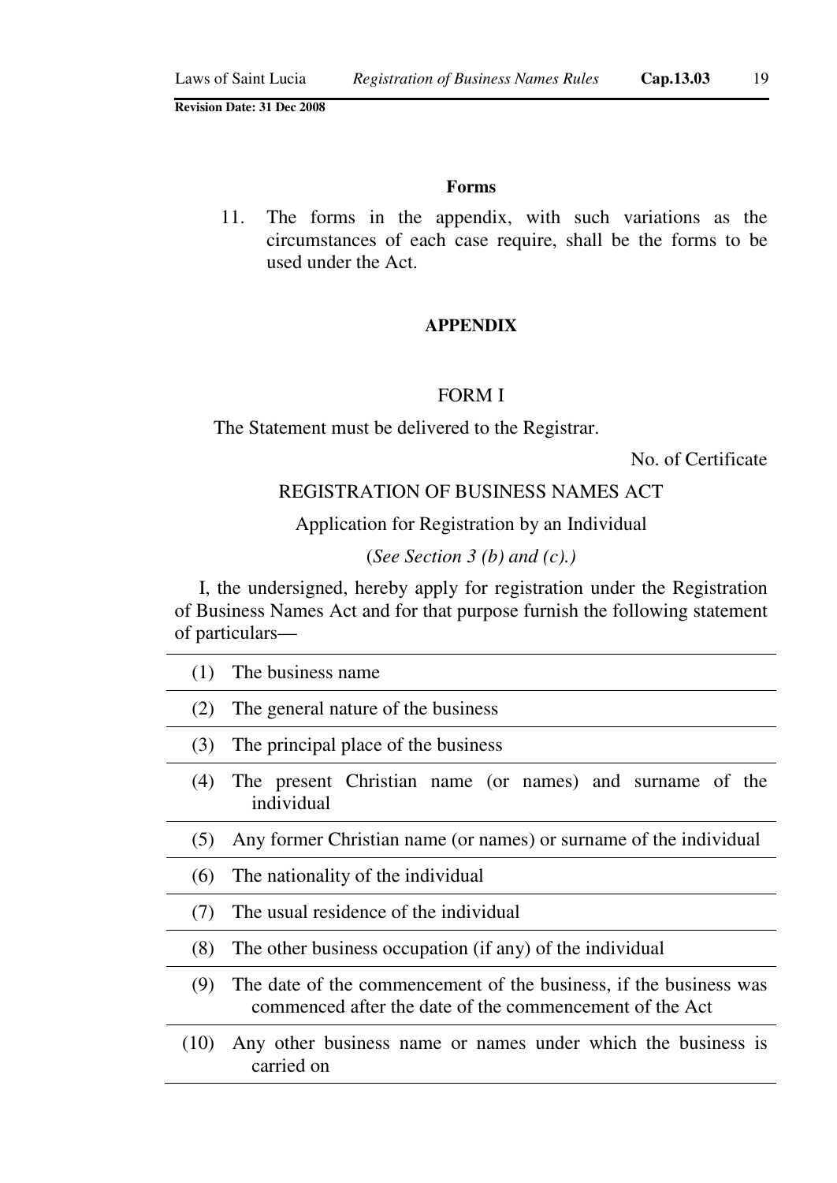**Forms**

11. The forms in the appendix, with such variations as the circumstances of each case require, shall be the forms to be used under the Act.

**APPENDIX**

FORM I

The Statement must be delivered to the Registrar.

No. of Certificate

REGISTRATION OF BUSINESS NAMES ACT

Application for Registration by an Individual

(*See Section 3 (b) and (c).)*

I, the undersigned, hereby apply for registration under the Registration of Business Names Act and for that purpose furnish the following statement of particulars—

(1) The business name

(2) The general nature of the business

(3) The principal place of the business

(4) The present Christian name (or names) and surname of the individual

(5) Any former Christian name (or names) or surname of the individual

(6) The nationality of the individual

(7) The usual residence of the individual

(8) The other business occupation (if any) of the individual

(9) The date of the commencement of the business, if the business was commenced after the date of the commencement of the Act

(10) Any other business name or names under which the business is carried on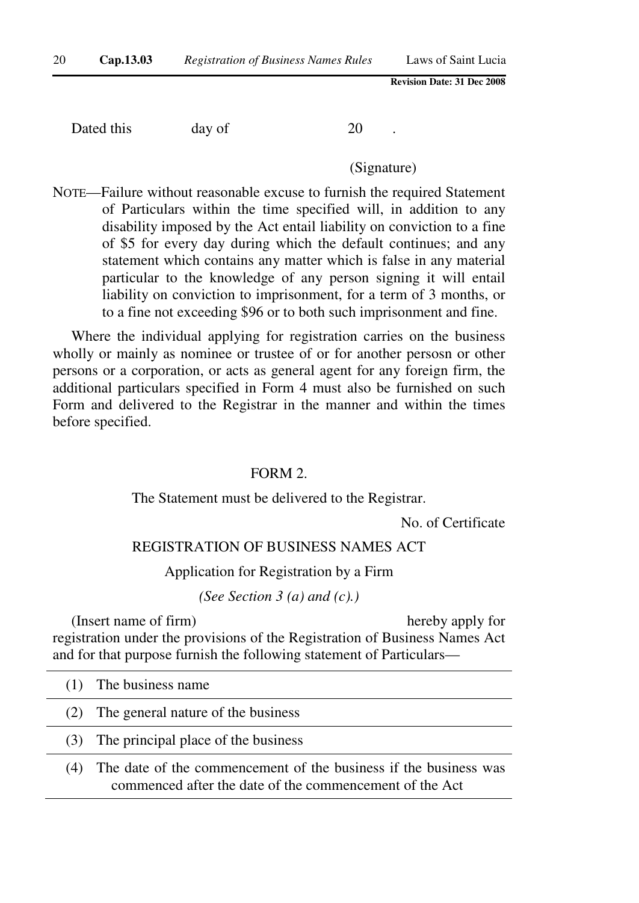Dated this day of 20 .

(Signature)

NOTE—Failure without reasonable excuse to furnish the required Statement of Particulars within the time specified will, in addition to any disability imposed by the Act entail liability on conviction to a fine of \$5 for every day during which the default continues; and any statement which contains any matter which is false in any material particular to the knowledge of any person signing it will entail liability on conviction to imprisonment, for a term of 3 months, or to a fine not exceeding \$96 or to both such imprisonment and fine.

Where the individual applying for registration carries on the business wholly or mainly as nominee or trustee of or for another persosn or other persons or a corporation, or acts as general agent for any foreign firm, the additional particulars specified in Form 4 must also be furnished on such Form and delivered to the Registrar in the manner and within the times before specified.

## FORM 2.

The Statement must be delivered to the Registrar.

No. of Certificate

### REGISTRATION OF BUSINESS NAMES ACT

Application for Registration by a Firm

*(See Section 3 (a) and (c).)*

(Insert name of firm) hereby apply for registration under the provisions of the Registration of Business Names Act and for that purpose furnish the following statement of Particulars—

(1) The business name

(2) The general nature of the business

(3) The principal place of the business

(4) The date of the commencement of the business if the business was commenced after the date of the commencement of the Act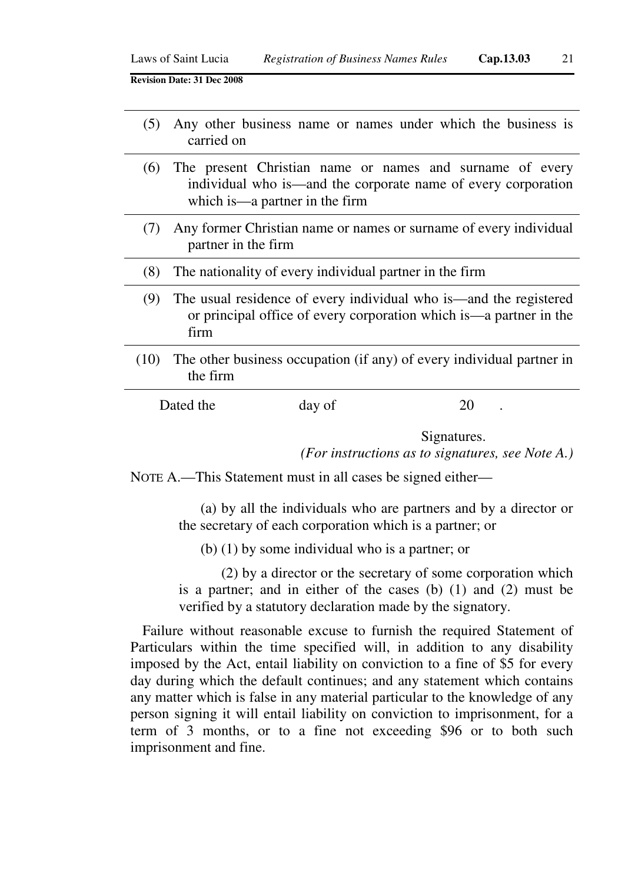(5) Any other business name or names under which the business is carried on

(6) The present Christian name or names and surname of every individual who is—and the corporate name of every corporation which is—a partner in the firm

(7) Any former Christian name or names or surname of every individual partner in the firm

(8) The nationality of every individual partner in the firm

(9) The usual residence of every individual who is—and the registered or principal office of every corporation which is—a partner in the firm

(10) The other business occupation (if any) of every individual partner in the firm

Dated the day of 20 .

Signatures.
*(For instructions as to signatures, see Note A.)*

NOTE A.—This Statement must in all cases be signed either—

(a) by all the individuals who are partners and by a director or the secretary of each corporation which is a partner; or

(b) (1) by some individual who is a partner; or

(2) by a director or the secretary of some corporation which is a partner; and in either of the cases (b) (1) and (2) must be verified by a statutory declaration made by the signatory.

Failure without reasonable excuse to furnish the required Statement of Particulars within the time specified will, in addition to any disability imposed by the Act, entail liability on conviction to a fine of $5 for every day during which the default continues; and any statement which contains any matter which is false in any material particular to the knowledge of any person signing it will entail liability on conviction to imprisonment, for a term of 3 months, or to a fine not exceeding $96 or to both such imprisonment and fine.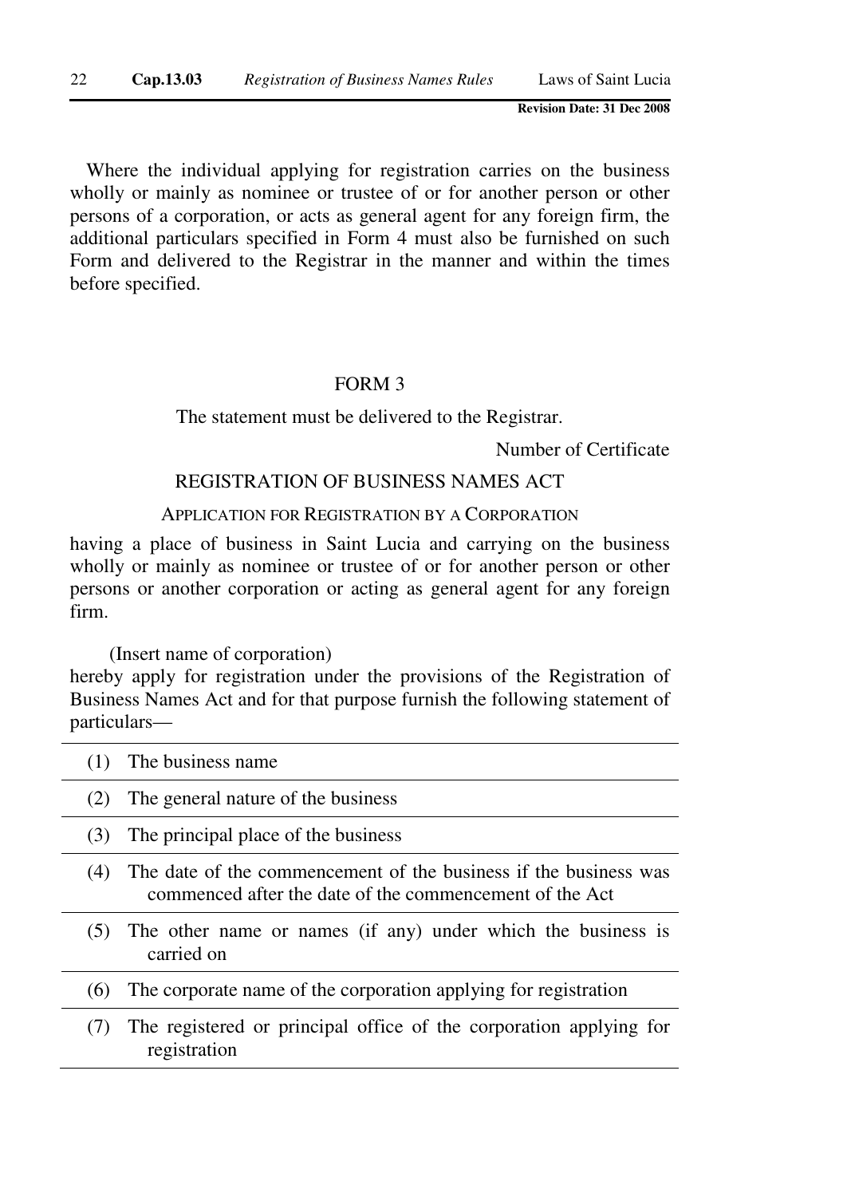Where the individual applying for registration carries on the business wholly or mainly as nominee or trustee of or for another person or other persons of a corporation, or acts as general agent for any foreign firm, the additional particulars specified in Form 4 must also be furnished on such Form and delivered to the Registrar in the manner and within the times before specified.

## FORM 3

The statement must be delivered to the Registrar.

Number of Certificate

### REGISTRATION OF BUSINESS NAMES ACT

APPLICATION FOR REGISTRATION BY A CORPORATION

having a place of business in Saint Lucia and carrying on the business wholly or mainly as nominee or trustee of or for another person or other persons or another corporation or acting as general agent for any foreign firm.

(Insert name of corporation)
hereby apply for registration under the provisions of the Registration of Business Names Act and for that purpose furnish the following statement of particulars—

(1) The business name

(2) The general nature of the business

(3) The principal place of the business

(4) The date of the commencement of the business if the business was commenced after the date of the commencement of the Act

(5) The other name or names (if any) under which the business is carried on

(6) The corporate name of the corporation applying for registration

(7) The registered or principal office of the corporation applying for registration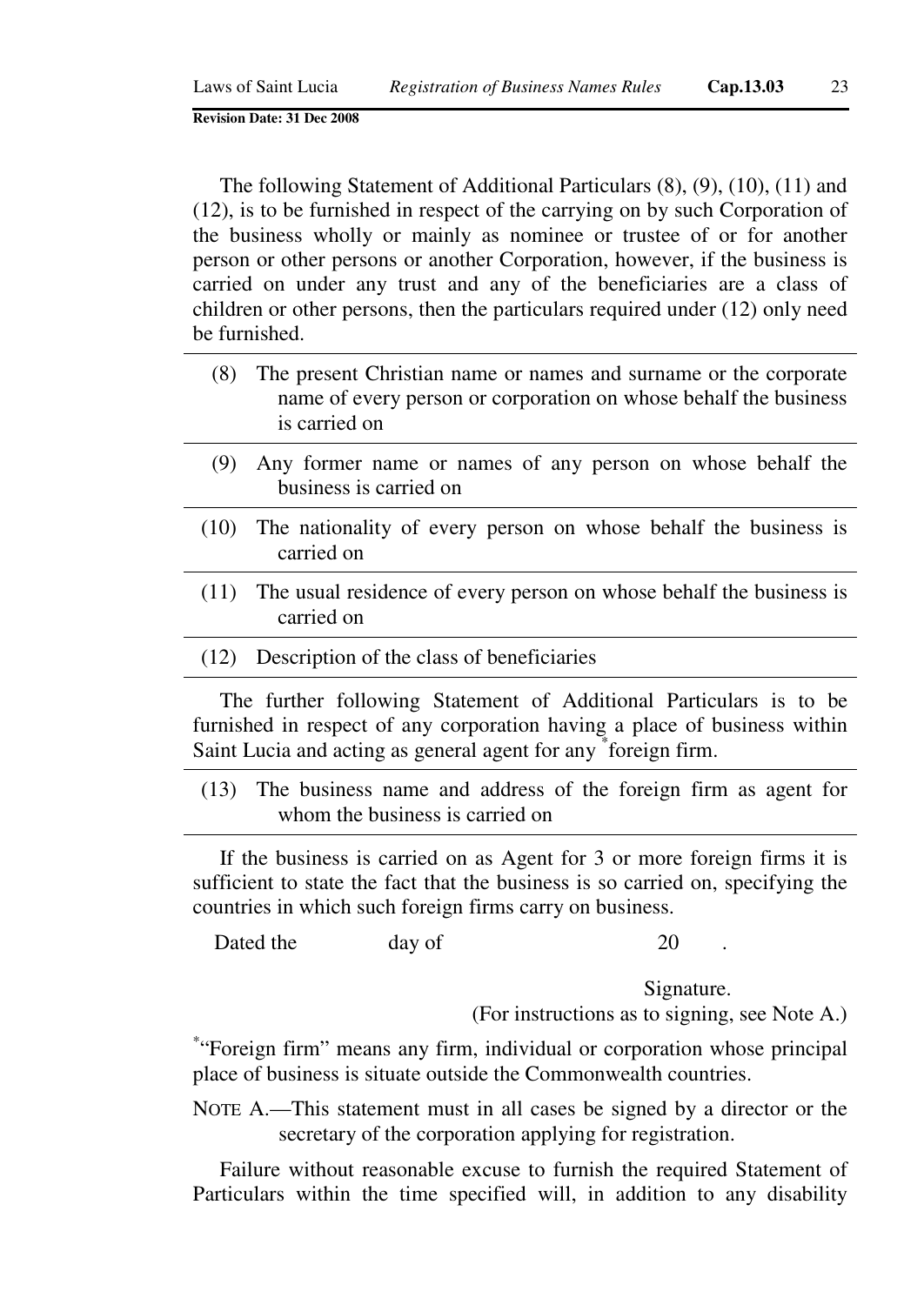The following Statement of Additional Particulars (8), (9), (10), (11) and (12), is to be furnished in respect of the carrying on by such Corporation of the business wholly or mainly as nominee or trustee of or for another person or other persons or another Corporation, however, if the business is carried on under any trust and any of the beneficiaries are a class of children or other persons, then the particulars required under (12) only need be furnished.

(8) The present Christian name or names and surname or the corporate name of every person or corporation on whose behalf the business is carried on

(9) Any former name or names of any person on whose behalf the business is carried on

(10) The nationality of every person on whose behalf the business is carried on

(11) The usual residence of every person on whose behalf the business is carried on

(12) Description of the class of beneficiaries

The further following Statement of Additional Particulars is to be furnished in respect of any corporation having a place of business within Saint Lucia and acting as general agent for any *foreign firm.

(13) The business name and address of the foreign firm as agent for whom the business is carried on

If the business is carried on as Agent for 3 or more foreign firms it is sufficient to state the fact that the business is so carried on, specifying the countries in which such foreign firms carry on business.

Dated the day of 20 .

Signature.
(For instructions as to signing, see Note A.)

*"Foreign firm" means any firm, individual or corporation whose principal place of business is situate outside the Commonwealth countries.

NOTE A.—This statement must in all cases be signed by a director or the secretary of the corporation applying for registration.

Failure without reasonable excuse to furnish the required Statement of Particulars within the time specified will, in addition to any disability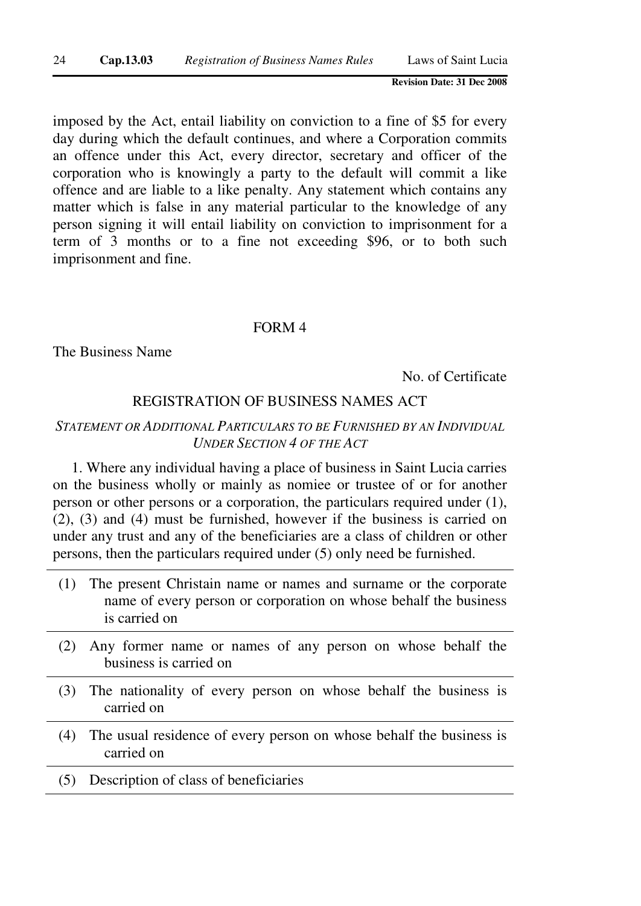imposed by the Act, entail liability on conviction to a fine of $5 for every day during which the default continues, and where a Corporation commits an offence under this Act, every director, secretary and officer of the corporation who is knowingly a party to the default will commit a like offence and are liable to a like penalty. Any statement which contains any matter which is false in any material particular to the knowledge of any person signing it will entail liability on conviction to imprisonment for a term of 3 months or to a fine not exceeding $96, or to both such imprisonment and fine.

## FORM 4

The Business Name

No. of Certificate

### REGISTRATION OF BUSINESS NAMES ACT

*STATEMENT OR ADDITIONAL PARTICULARS TO BE FURNISHED BY AN INDIVIDUAL UNDER SECTION 4 OF THE ACT*

1. Where any individual having a place of business in Saint Lucia carries on the business wholly or mainly as nomiee or trustee of or for another person or other persons or a corporation, the particulars required under (1), (2), (3) and (4) must be furnished, however if the business is carried on under any trust and any of the beneficiaries are a class of children or other persons, then the particulars required under (5) only need be furnished.

| | |
|---|---|
| (1) | The present Christain name or names and surname or the corporate name of every person or corporation on whose behalf the business is carried on |
| (2) | Any former name or names of any person on whose behalf the business is carried on |
| (3) | The nationality of every person on whose behalf the business is carried on |
| (4) | The usual residence of every person on whose behalf the business is carried on |
| (5) | Description of class of beneficiaries |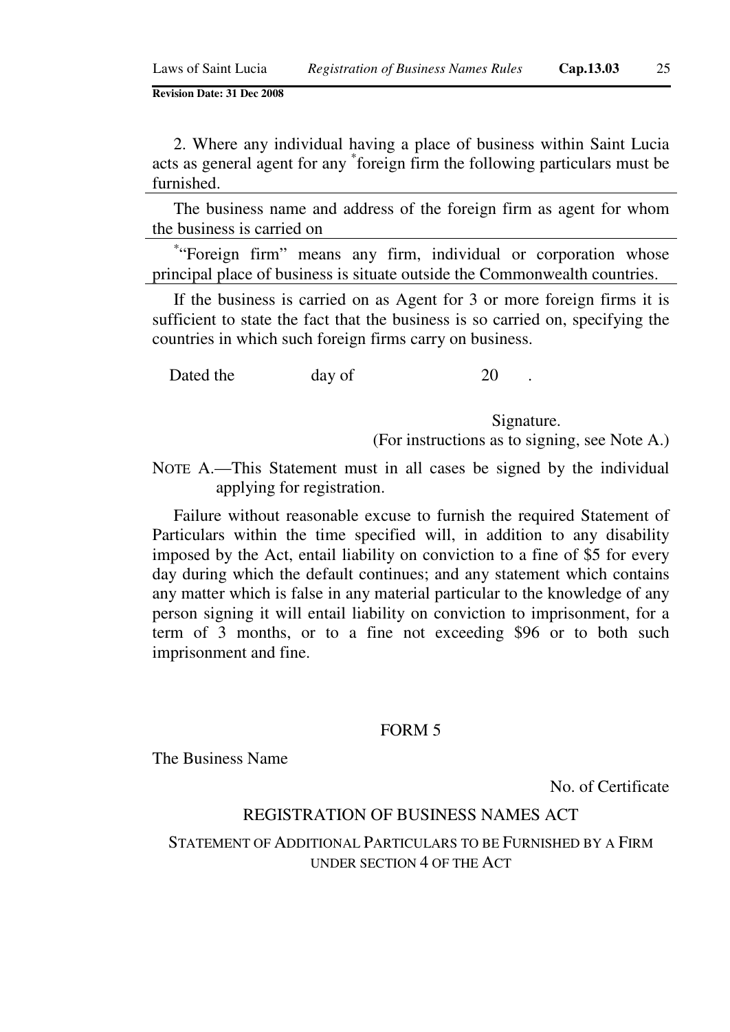2. Where any individual having a place of business within Saint Lucia acts as general agent for any *foreign firm the following particulars must be furnished.

The business name and address of the foreign firm as agent for whom the business is carried on

*"Foreign firm" means any firm, individual or corporation whose principal place of business is situate outside the Commonwealth countries.

If the business is carried on as Agent for 3 or more foreign firms it is sufficient to state the fact that the business is so carried on, specifying the countries in which such foreign firms carry on business.

Dated the day of 20 .

Signature.
(For instructions as to signing, see Note A.)

NOTE A.—This Statement must in all cases be signed by the individual applying for registration.

Failure without reasonable excuse to furnish the required Statement of Particulars within the time specified will, in addition to any disability imposed by the Act, entail liability on conviction to a fine of $5 for every day during which the default continues; and any statement which contains any matter which is false in any material particular to the knowledge of any person signing it will entail liability on conviction to imprisonment, for a term of 3 months, or to a fine not exceeding $96 or to both such imprisonment and fine.

## FORM 5

The Business Name

No. of Certificate

### REGISTRATION OF BUSINESS NAMES ACT

STATEMENT OF ADDITIONAL PARTICULARS TO BE FURNISHED BY A FIRM UNDER SECTION 4 OF THE ACT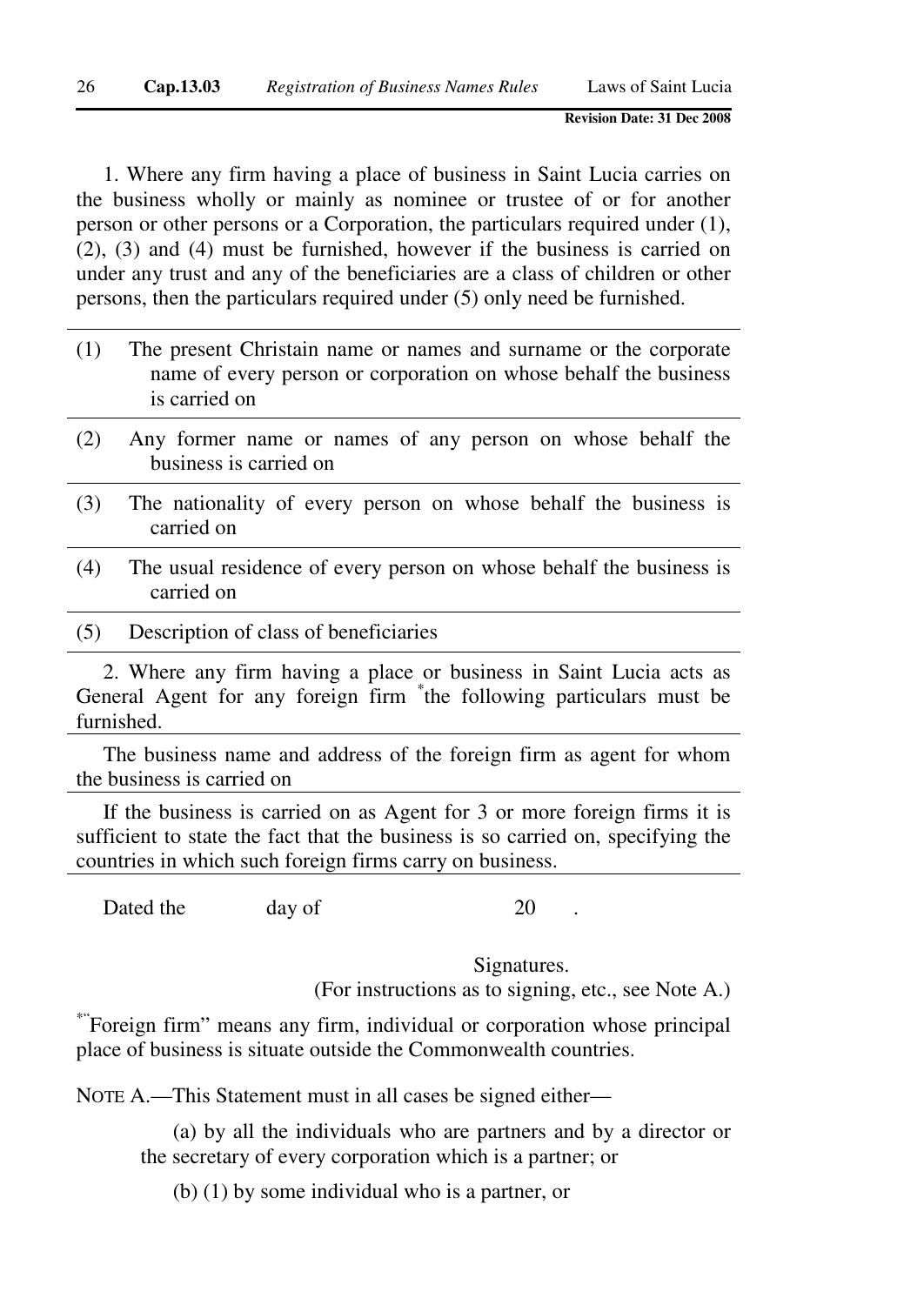1. Where any firm having a place of business in Saint Lucia carries on the business wholly or mainly as nominee or trustee of or for another person or other persons or a Corporation, the particulars required under (1), (2), (3) and (4) must be furnished, however if the business is carried on under any trust and any of the beneficiaries are a class of children or other persons, then the particulars required under (5) only need be furnished.

(1) The present Christain name or names and surname or the corporate name of every person or corporation on whose behalf the business is carried on

(2) Any former name or names of any person on whose behalf the business is carried on

(3) The nationality of every person on whose behalf the business is carried on

(4) The usual residence of every person on whose behalf the business is carried on

(5) Description of class of beneficiaries

2. Where any firm having a place or business in Saint Lucia acts as General Agent for any foreign firm *the following particulars must be furnished.

The business name and address of the foreign firm as agent for whom the business is carried on

If the business is carried on as Agent for 3 or more foreign firms it is sufficient to state the fact that the business is so carried on, specifying the countries in which such foreign firms carry on business.

Dated the &nbsp;&nbsp;&nbsp;&nbsp;&nbsp;&nbsp;&nbsp;&nbsp; day of &nbsp;&nbsp;&nbsp;&nbsp;&nbsp;&nbsp;&nbsp;&nbsp;&nbsp;&nbsp;&nbsp;&nbsp;&nbsp;&nbsp;&nbsp;&nbsp; 20 &nbsp;&nbsp;&nbsp; .

Signatures.

(For instructions as to signing, etc., see Note A.)

*"Foreign firm" means any firm, individual or corporation whose principal place of business is situate outside the Commonwealth countries.

NOTE A.—This Statement must in all cases be signed either—

(a) by all the individuals who are partners and by a director or the secretary of every corporation which is a partner; or

(b) (1) by some individual who is a partner, or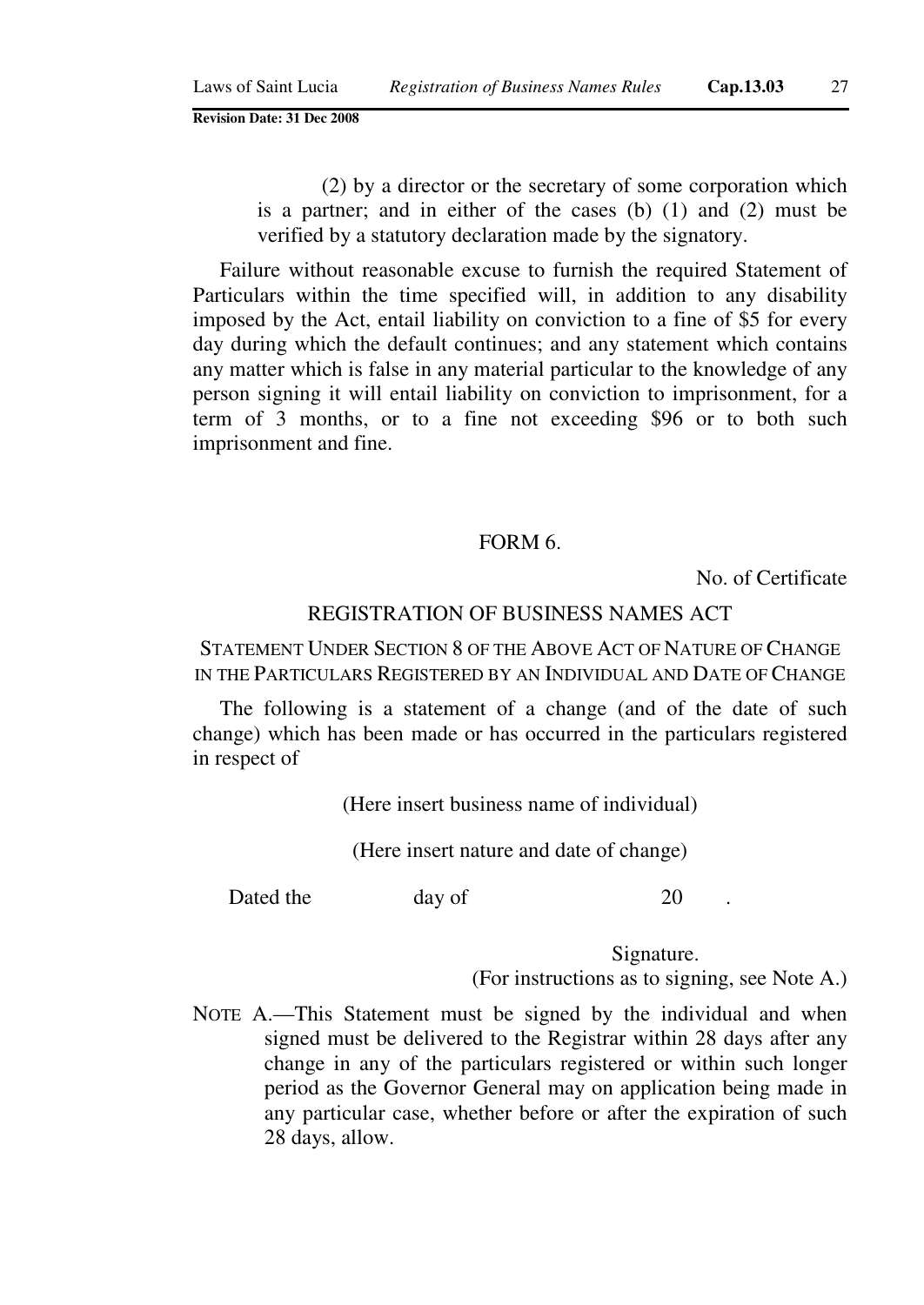(2) by a director or the secretary of some corporation which is a partner; and in either of the cases (b) (1) and (2) must be verified by a statutory declaration made by the signatory.

Failure without reasonable excuse to furnish the required Statement of Particulars within the time specified will, in addition to any disability imposed by the Act, entail liability on conviction to a fine of $5 for every day during which the default continues; and any statement which contains any matter which is false in any material particular to the knowledge of any person signing it will entail liability on conviction to imprisonment, for a term of 3 months, or to a fine not exceeding $96 or to both such imprisonment and fine.

FORM 6.

No. of Certificate

REGISTRATION OF BUSINESS NAMES ACT

STATEMENT UNDER SECTION 8 OF THE ABOVE ACT OF NATURE OF CHANGE IN THE PARTICULARS REGISTERED BY AN INDIVIDUAL AND DATE OF CHANGE

The following is a statement of a change (and of the date of such change) which has been made or has occurred in the particulars registered in respect of

(Here insert business name of individual)

(Here insert nature and date of change)

Dated the day of 20 .

Signature.
(For instructions as to signing, see Note A.)

NOTE A.—This Statement must be signed by the individual and when signed must be delivered to the Registrar within 28 days after any change in any of the particulars registered or within such longer period as the Governor General may on application being made in any particular case, whether before or after the expiration of such 28 days, allow.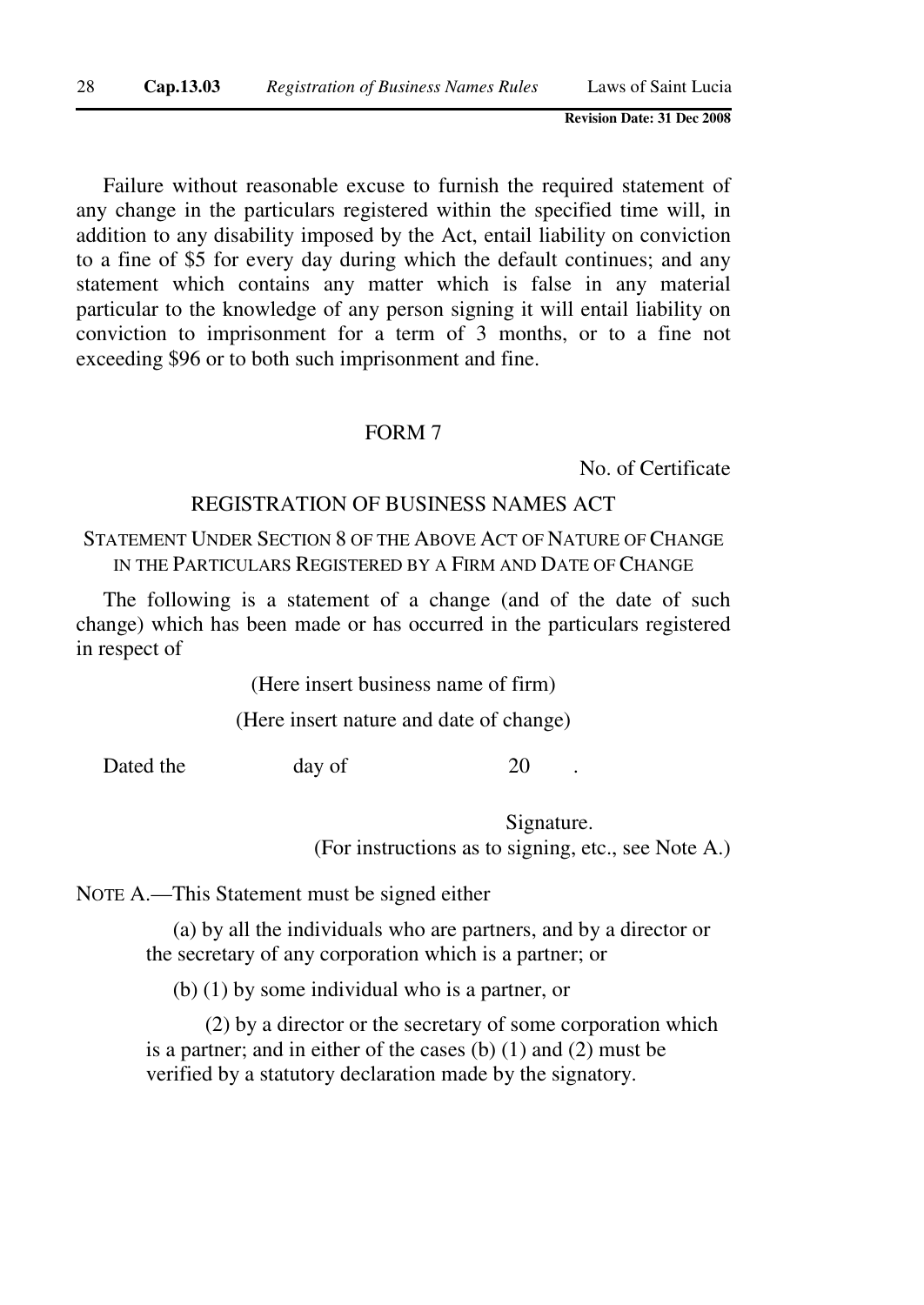Failure without reasonable excuse to furnish the required statement of any change in the particulars registered within the specified time will, in addition to any disability imposed by the Act, entail liability on conviction to a fine of $5 for every day during which the default continues; and any statement which contains any matter which is false in any material particular to the knowledge of any person signing it will entail liability on conviction to imprisonment for a term of 3 months, or to a fine not exceeding $96 or to both such imprisonment and fine.

## FORM 7

No. of Certificate

### REGISTRATION OF BUSINESS NAMES ACT

### STATEMENT UNDER SECTION 8 OF THE ABOVE ACT OF NATURE OF CHANGE IN THE PARTICULARS REGISTERED BY A FIRM AND DATE OF CHANGE

The following is a statement of a change (and of the date of such change) which has been made or has occurred in the particulars registered in respect of

(Here insert business name of firm)

(Here insert nature and date of change)

Dated the day of 20 .

Signature.
(For instructions as to signing, etc., see Note A.)

NOTE A.—This Statement must be signed either

(a) by all the individuals who are partners, and by a director or the secretary of any corporation which is a partner; or

(b) (1) by some individual who is a partner, or

(2) by a director or the secretary of some corporation which is a partner; and in either of the cases (b) (1) and (2) must be verified by a statutory declaration made by the signatory.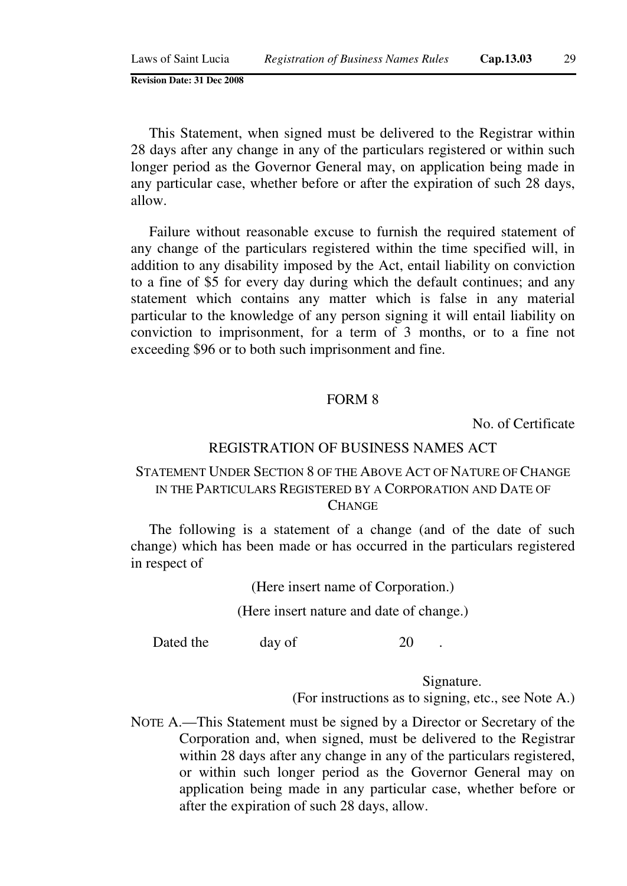This Statement, when signed must be delivered to the Registrar within 28 days after any change in any of the particulars registered or within such longer period as the Governor General may, on application being made in any particular case, whether before or after the expiration of such 28 days, allow.

Failure without reasonable excuse to furnish the required statement of any change of the particulars registered within the time specified will, in addition to any disability imposed by the Act, entail liability on conviction to a fine of $5 for every day during which the default continues; and any statement which contains any matter which is false in any material particular to the knowledge of any person signing it will entail liability on conviction to imprisonment, for a term of 3 months, or to a fine not exceeding $96 or to both such imprisonment and fine.

## FORM 8

No. of Certificate

### REGISTRATION OF BUSINESS NAMES ACT

### STATEMENT UNDER SECTION 8 OF THE ABOVE ACT OF NATURE OF CHANGE IN THE PARTICULARS REGISTERED BY A CORPORATION AND DATE OF CHANGE

The following is a statement of a change (and of the date of such change) which has been made or has occurred in the particulars registered in respect of

(Here insert name of Corporation.)

(Here insert nature and date of change.)

Dated the day of 20 .

Signature.

(For instructions as to signing, etc., see Note A.)

NOTE A.—This Statement must be signed by a Director or Secretary of the Corporation and, when signed, must be delivered to the Registrar within 28 days after any change in any of the particulars registered, or within such longer period as the Governor General may on application being made in any particular case, whether before or after the expiration of such 28 days, allow.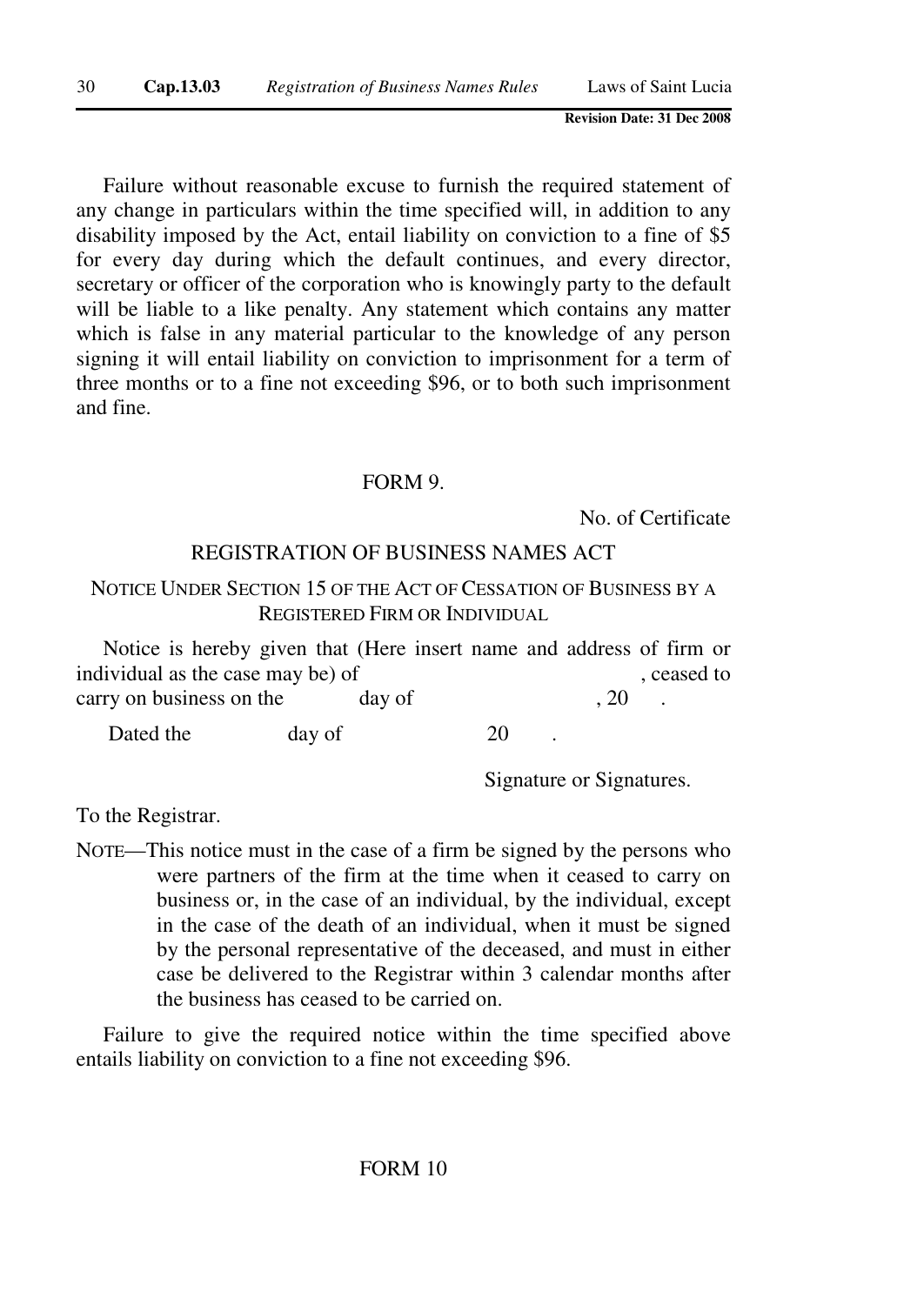Failure without reasonable excuse to furnish the required statement of any change in particulars within the time specified will, in addition to any disability imposed by the Act, entail liability on conviction to a fine of $5 for every day during which the default continues, and every director, secretary or officer of the corporation who is knowingly party to the default will be liable to a like penalty. Any statement which contains any matter which is false in any material particular to the knowledge of any person signing it will entail liability on conviction to imprisonment for a term of three months or to a fine not exceeding $96, or to both such imprisonment and fine.

FORM 9.

No. of Certificate

REGISTRATION OF BUSINESS NAMES ACT

NOTICE UNDER SECTION 15 OF THE ACT OF CESSATION OF BUSINESS BY A REGISTERED FIRM OR INDIVIDUAL

Notice is hereby given that (Here insert name and address of firm or individual as the case may be) of                                        , ceased to carry on business on the            day of                          , 20    .

Dated the              day of                    20     .

Signature or Signatures.

To the Registrar.

NOTE—This notice must in the case of a firm be signed by the persons who were partners of the firm at the time when it ceased to carry on business or, in the case of an individual, by the individual, except in the case of the death of an individual, when it must be signed by the personal representative of the deceased, and must in either case be delivered to the Registrar within 3 calendar months after the business has ceased to be carried on.

Failure to give the required notice within the time specified above entails liability on conviction to a fine not exceeding $96.

FORM 10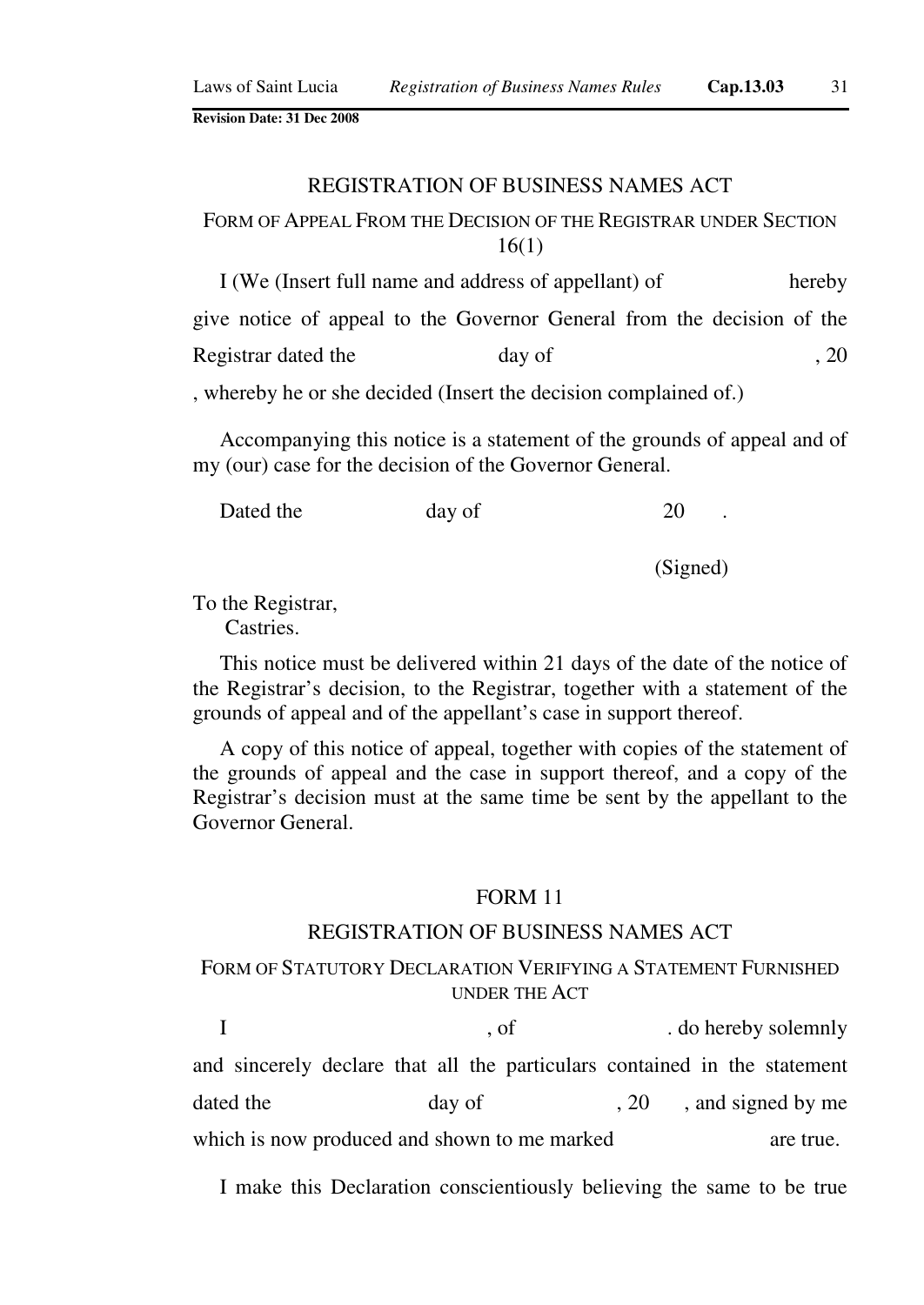## REGISTRATION OF BUSINESS NAMES ACT

### FORM OF APPEAL FROM THE DECISION OF THE REGISTRAR UNDER SECTION 16(1)

I (We (Insert full name and address of appellant) of hereby give notice of appeal to the Governor General from the decision of the Registrar dated the day of , 20 , whereby he or she decided (Insert the decision complained of.)

Accompanying this notice is a statement of the grounds of appeal and of my (our) case for the decision of the Governor General.

Dated the day of 20 .

(Signed)

To the Registrar,
Castries.

This notice must be delivered within 21 days of the date of the notice of the Registrar's decision, to the Registrar, together with a statement of the grounds of appeal and of the appellant's case in support thereof.

A copy of this notice of appeal, together with copies of the statement of the grounds of appeal and the case in support thereof, and a copy of the Registrar's decision must at the same time be sent by the appellant to the Governor General.

## FORM 11

## REGISTRATION OF BUSINESS NAMES ACT

### FORM OF STATUTORY DECLARATION VERIFYING A STATEMENT FURNISHED UNDER THE ACT

I , of . do hereby solemnly and sincerely declare that all the particulars contained in the statement dated the day of , 20 , and signed by me which is now produced and shown to me marked are true.

I make this Declaration conscientiously believing the same to be true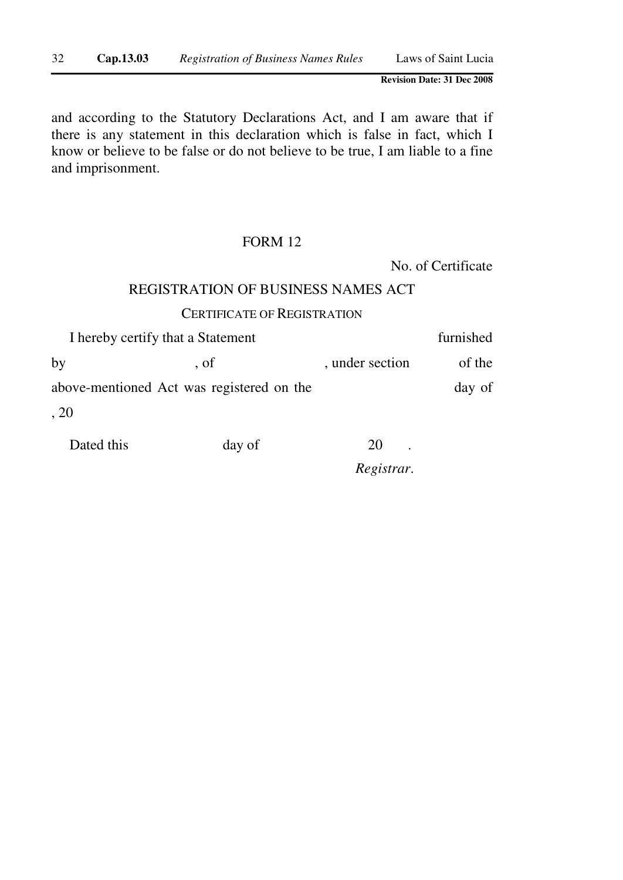and according to the Statutory Declarations Act, and I am aware that if there is any statement in this declaration which is false in fact, which I know or believe to be false or do not believe to be true, I am liable to a fine and imprisonment.

## FORM 12

No. of Certificate

### REGISTRATION OF BUSINESS NAMES ACT

CERTIFICATE OF REGISTRATION

I hereby certify that a Statement furnished by , of , under section of the above-mentioned Act was registered on the day of , 20

Dated this day of 20 .

*Registrar*.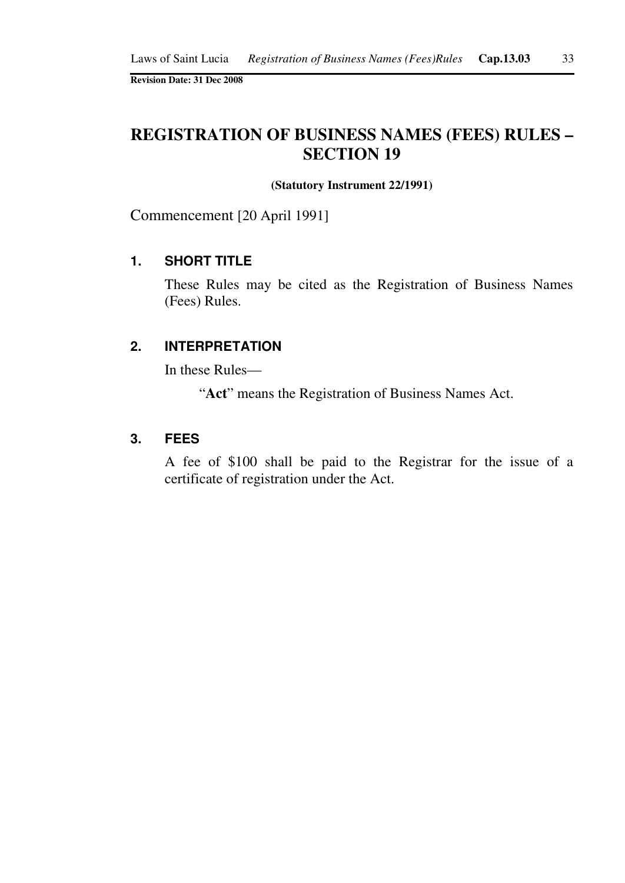Revision Date: 31 Dec 2008

# REGISTRATION OF BUSINESS NAMES (FEES) RULES – SECTION 19

**(Statutory Instrument 22/1991)**

Commencement [20 April 1991]

### 1. SHORT TITLE

These Rules may be cited as the Registration of Business Names (Fees) Rules.

### 2. INTERPRETATION

In these Rules—

"**Act**" means the Registration of Business Names Act.

### 3. FEES

A fee of $100 shall be paid to the Registrar for the issue of a certificate of registration under the Act.